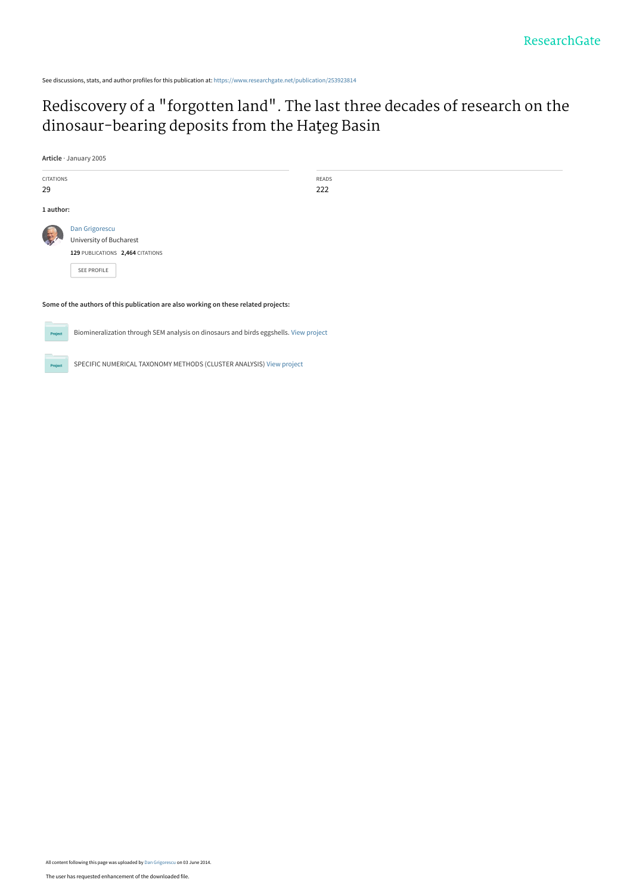See discussions, stats, and author profiles for this publication at: https://www.researchgate.net/publication/253923814

# Rediscovery of a "forgotten land". The last three decades of research on the dinosaur-bearing deposits from the Haţeg Basin

**Article** · January 2005

CITATIONS
29

READS
222

**1 author:**

Dan Grigorescu
University of Bucharest
**129** PUBLICATIONS **2,464** CITATIONS

SEE PROFILE

**Some of the authors of this publication are also working on these related projects:**

Biomineralization through SEM analysis on dinosaurs and birds eggshells. View project

SPECIFIC NUMERICAL TAXONOMY METHODS (CLUSTER ANALYSIS) View project

All content following this page was uploaded by Dan Grigorescu on 03 June 2014.

The user has requested enhancement of the downloaded file.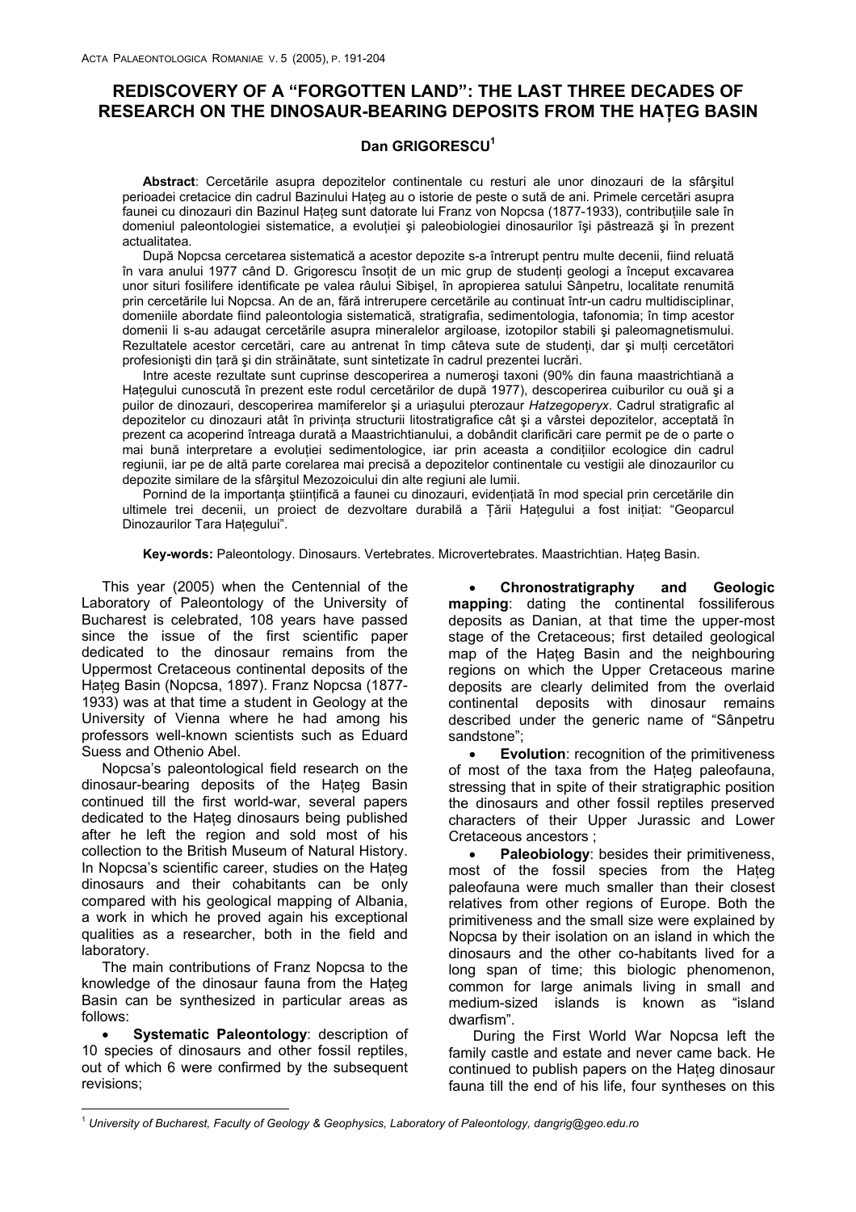# REDISCOVERY OF A "FORGOTTEN LAND": THE LAST THREE DECADES OF RESEARCH ON THE DINOSAUR-BEARING DEPOSITS FROM THE HAȚEG BASIN

**Dan GRIGORESCU**[1]

**Abstract**: Cercetările asupra depozitelor continentale cu resturi ale unor dinozauri de la sfârşitul perioadei cretacice din cadrul Bazinului Haţeg au o istorie de peste o sută de ani. Primele cercetări asupra faunei cu dinozauri din Bazinul Haţeg sunt datorate lui Franz von Nopcsa (1877-1933), contribuţiile sale în domeniul paleontologiei sistematice, a evoluţiei şi paleobiologiei dinosaurilor îşi păstrează şi în prezent actualitatea.

După Nopcsa cercetarea sistematică a acestor depozite s-a întrerupt pentru multe decenii, fiind reluată în vara anului 1977 când D. Grigorescu însoţit de un mic grup de studenţi geologi a început excavarea unor situri fosilifere identificate pe valea râului Sibişel, în apropierea satului Sânpetru, localitate renumită prin cercetările lui Nopcsa. An de an, fără întrerupere cercetările au continuat într-un cadru multidisciplinar, domeniile abordate fiind paleontologia sistematică, stratigrafia, sedimentologia, tafonomia; în timp acestor domenii li s-au adaugat cercetările asupra mineralelor argiloase, izotopilor stabili şi paleomagnetismului. Rezultatele acestor cercetări, care au antrenat în timp câteva sute de studenţi, dar şi mulţi cercetători profesionişti din ţară şi din străinătate, sunt sintetizate în cadrul prezentei lucrări.

Intre aceste rezultate sunt cuprinse descoperirea a numeroşi taxoni (90% din fauna maastrichtiană a Haţegului cunoscută în prezent este rodul cercetărilor de după 1977), descoperirea cuiburilor cu ouă şi a puilor de dinozauri, descoperirea mamiferelor şi a uriaşului pterozaur *Hatzegopteryx*. Cadrul stratigrafic al depozitelor cu dinozauri atât în privinţa structurii litostratigrafice cât şi a vârstei depozitelor, acceptată în prezent ca acoperind întreaga durată a Maastrichtianului, a dobândit clarificări care permit pe de o parte o mai bună interpretare a evoluţiei sedimentologice, iar prin aceasta a condiţiilor ecologice din cadrul regiunii, iar pe de altă parte corelarea mai precisă a depozitelor continentale cu vestigii ale dinozaurilor cu depozite similare de la sfârşitul Mezozoicului din alte regiuni ale lumii.

Pornind de la importanţa ştiinţifică a faunei cu dinozauri, evidenţiată în mod special prin cercetările din ultimele trei decenii, un proiect de dezvoltare durabilă a Ţării Haţegului a fost iniţiat: "Geoparcul Dinozaurilor Tara Haţegului".

**Key-words:** Paleontology. Dinosaurs. Vertebrates. Microvertebrates. Maastrichtian. Haţeg Basin.

This year (2005) when the Centennial of the Laboratory of Paleontology of the University of Bucharest is celebrated, 108 years have passed since the issue of the first scientific paper dedicated to the dinosaur remains from the Uppermost Cretaceous continental deposits of the Haţeg Basin (Nopcsa, 1897). Franz Nopcsa (1877-1933) was at that time a student in Geology at the University of Vienna where he had among his professors well-known scientists such as Eduard Suess and Othenio Abel.

Nopcsa's paleontological field research on the dinosaur-bearing deposits of the Haţeg Basin continued till the first world-war, several papers dedicated to the Haţeg dinosaurs being published after he left the region and sold most of his collection to the British Museum of Natural History. In Nopcsa's scientific career, studies on the Haţeg dinosaurs and their cohabitants can be only compared with his geological mapping of Albania, a work in which he proved again his exceptional qualities as a researcher, both in the field and laboratory.

The main contributions of Franz Nopcsa to the knowledge of the dinosaur fauna from the Haţeg Basin can be synthesized in particular areas as follows:

- **Systematic Paleontology**: description of 10 species of dinosaurs and other fossil reptiles, out of which 6 were confirmed by the subsequent revisions;
- **Chronostratigraphy and Geologic mapping**: dating the continental fossiliferous deposits as Danian, at that time the upper-most stage of the Cretaceous; first detailed geological map of the Haţeg Basin and the neighbouring regions on which the Upper Cretaceous marine deposits are clearly delimited from the overlaid continental deposits with dinosaur remains described under the generic name of "Sânpetru sandstone";
- **Evolution**: recognition of the primitiveness of most of the taxa from the Haţeg paleofauna, stressing that in spite of their stratigraphic position the dinosaurs and other fossil reptiles preserved characters of their Upper Jurassic and Lower Cretaceous ancestors ;
- **Paleobiology**: besides their primitiveness, most of the fossil species from the Haţeg paleofauna were much smaller than their closest relatives from other regions of Europe. Both the primitiveness and the small size were explained by Nopcsa by their isolation on an island in which the dinosaurs and the other co-habitants lived for a long span of time; this biologic phenomenon, common for large animals living in small and medium-sized islands is known as "island dwarfism".

During the First World War Nopcsa left the family castle and estate and never came back. He continued to publish papers on the Haţeg dinosaur fauna till the end of his life, four syntheses on this

[1] *University of Bucharest, Faculty of Geology & Geophysics, Laboratory of Paleontology, dangrig@geo.edu.ro*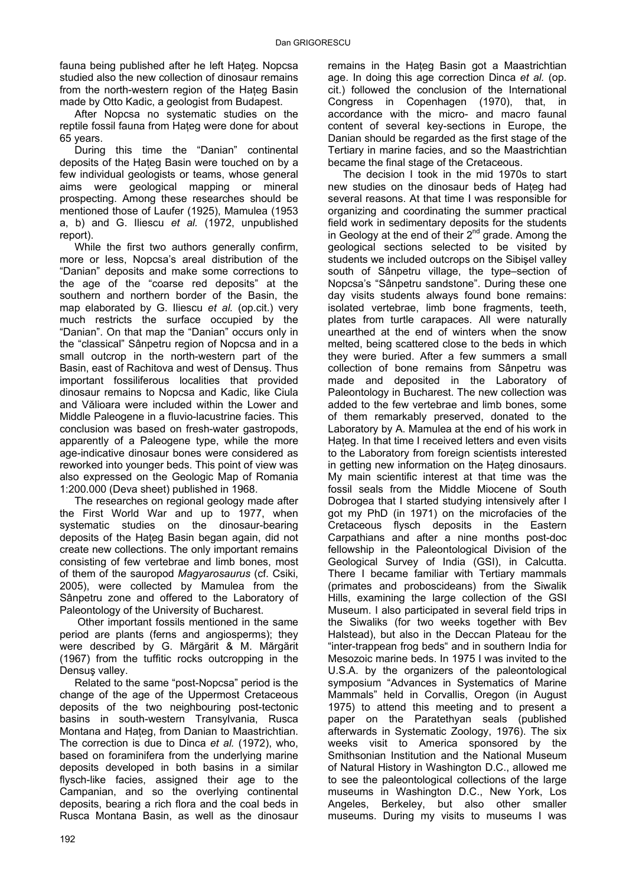fauna being published after he left Haţeg. Nopcsa studied also the new collection of dinosaur remains from the north-western region of the Haţeg Basin made by Otto Kadic, a geologist from Budapest.

After Nopcsa no systematic studies on the reptile fossil fauna from Haţeg were done for about 65 years.

During this time the "Danian" continental deposits of the Haţeg Basin were touched on by a few individual geologists or teams, whose general aims were geological mapping or mineral prospecting. Among these researches should be mentioned those of Laufer (1925), Mamulea (1953 a, b) and G. Iliescu *et al.* (1972, unpublished report).

While the first two authors generally confirm, more or less, Nopcsa's areal distribution of the "Danian" deposits and make some corrections to the age of the "coarse red deposits" at the southern and northern border of the Basin, the map elaborated by G. Iliescu *et al.* (op.cit.) very much restricts the surface occupied by the "Danian". On that map the "Danian" occurs only in the "classical" Sânpetru region of Nopcsa and in a small outcrop in the north-western part of the Basin, east of Rachitova and west of Densuş. Thus important fossiliferous localities that provided dinosaur remains to Nopcsa and Kadic, like Ciula and Vălioara were included within the Lower and Middle Paleogene in a fluvio-lacustrine facies. This conclusion was based on fresh-water gastropods, apparently of a Paleogene type, while the more age-indicative dinosaur bones were considered as reworked into younger beds. This point of view was also expressed on the Geologic Map of Romania 1:200.000 (Deva sheet) published in 1968.

The researches on regional geology made after the First World War and up to 1977, when systematic studies on the dinosaur-bearing deposits of the Haţeg Basin began again, did not create new collections. The only important remains consisting of few vertebrae and limb bones, most of them of the sauropod *Magyarosaurus* (cf. Csiki, 2005), were collected by Mamulea from the Sânpetru zone and offered to the Laboratory of Paleontology of the University of Bucharest.

Other important fossils mentioned in the same period are plants (ferns and angiosperms); they were described by G. Mărgărit & M. Mărgărit (1967) from the tuffitic rocks outcropping in the Densuş valley.

Related to the same "post-Nopcsa" period is the change of the age of the Uppermost Cretaceous deposits of the two neighbouring post-tectonic basins in south-western Transylvania, Rusca Montana and Haţeg, from Danian to Maastrichtian. The correction is due to Dinca *et al.* (1972), who, based on foraminifera from the underlying marine deposits developed in both basins in a similar flysch-like facies, assigned their age to the Campanian, and so the overlying continental deposits, bearing a rich flora and the coal beds in Rusca Montana Basin, as well as the dinosaur remains in the Haţeg Basin got a Maastrichtian age. In doing this age correction Dinca *et al.* (op. cit.) followed the conclusion of the International Congress in Copenhagen (1970), that, in accordance with the micro- and macro faunal content of several key-sections in Europe, the Danian should be regarded as the first stage of the Tertiary in marine facies, and so the Maastrichtian became the final stage of the Cretaceous.

The decision I took in the mid 1970s to start new studies on the dinosaur beds of Haţeg had several reasons. At that time I was responsible for organizing and coordinating the summer practical field work in sedimentary deposits for the students in Geology at the end of their 2[nd] grade. Among the geological sections selected to be visited by students we included outcrops on the Sibişel valley south of Sânpetru village, the type–section of Nopcsa's "Sânpetru sandstone". During these one day visits students always found bone remains: isolated vertebrae, limb bone fragments, teeth, plates from turtle carapaces. All were naturally unearthed at the end of winters when the snow melted, being scattered close to the beds in which they were buried. After a few summers a small collection of bone remains from Sânpetru was made and deposited in the Laboratory of Paleontology in Bucharest. The new collection was added to the few vertebrae and limb bones, some of them remarkably preserved, donated to the Laboratory by A. Mamulea at the end of his work in Haţeg. In that time I received letters and even visits to the Laboratory from foreign scientists interested in getting new information on the Haţeg dinosaurs. My main scientific interest at that time was the fossil seals from the Middle Miocene of South Dobrogea that I started studying intensively after I got my PhD (in 1971) on the microfacies of the Cretaceous flysch deposits in the Eastern Carpathians and after a nine months post-doc fellowship in the Paleontological Division of the Geological Survey of India (GSI), in Calcutta. There I became familiar with Tertiary mammals (primates and proboscideans) from the Siwalik Hills, examining the large collection of the GSI Museum. I also participated in several field trips in the Siwaliks (for two weeks together with Bev Halstead), but also in the Deccan Plateau for the "inter-trappean frog beds" and in southern India for Mesozoic marine beds. In 1975 I was invited to the U.S.A. by the organizers of the paleontological symposium "Advances in Systematics of Marine Mammals" held in Corvallis, Oregon (in August 1975) to attend this meeting and to present a paper on the Paratethyan seals (published afterwards in Systematic Zoology, 1976). The six weeks visit to America sponsored by the Smithsonian Institution and the National Museum of Natural History in Washington D.C., allowed me to see the paleontological collections of the large museums in Washington D.C., New York, Los Angeles, Berkeley, but also other smaller museums. During my visits to museums I was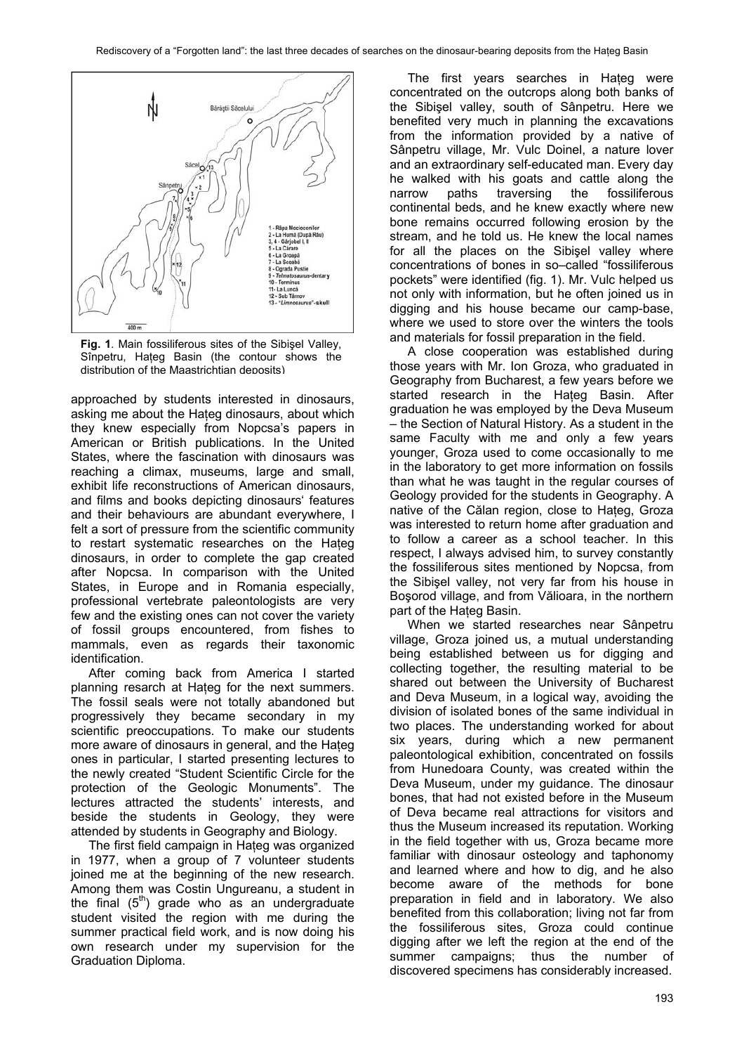**Fig. 1**. Main fossiliferous sites of the Sibişel Valley, Sînpetru, Haţeg Basin (the contour shows the distribution of the Maastrichtian deposits)

approached by students interested in dinosaurs, asking me about the Haţeg dinosaurs, about which they knew especially from Nopcsa's papers in American or British publications. In the United States, where the fascination with dinosaurs was reaching a climax, museums, large and small, exhibit life reconstructions of American dinosaurs, and films and books depicting dinosaurs' features and their behaviours are abundant everywhere, I felt a sort of pressure from the scientific community to restart systematic researches on the Haţeg dinosaurs, in order to complete the gap created after Nopcsa. In comparison with the United States, in Europe and in Romania especially, professional vertebrate paleontologists are very few and the existing ones can not cover the variety of fossil groups encountered, from fishes to mammals, even as regards their taxonomic identification.

After coming back from America I started planning resarch at Haţeg for the next summers. The fossil seals were not totally abandoned but progressively they became secondary in my scientific preoccupations. To make our students more aware of dinosaurs in general, and the Haţeg ones in particular, I started presenting lectures to the newly created "Student Scientific Circle for the protection of the Geologic Monuments". The lectures attracted the students' interests, and beside the students in Geology, they were attended by students in Geography and Biology.

The first field campaign in Haţeg was organized in 1977, when a group of 7 volunteer students joined me at the beginning of the new research. Among them was Costin Ungureanu, a student in the final (5th) grade who as an undergraduate student visited the region with me during the summer practical field work, and is now doing his own research under my supervision for the Graduation Diploma.

The first years searches in Haţeg were concentrated on the outcrops along both banks of the Sibişel valley, south of Sânpetru. Here we benefited very much in planning the excavations from the information provided by a native of Sânpetru village, Mr. Vulc Doinel, a nature lover and an extraordinary self-educated man. Every day he walked with his goats and cattle along the narrow paths traversing the fossiliferous continental beds, and he knew exactly where new bone remains occurred following erosion by the stream, and he told us. He knew the local names for all the places on the Sibişel valley where concentrations of bones in so–called "fossiliferous pockets" were identified (fig. 1). Mr. Vulc helped us not only with information, but he often joined us in digging and his house became our camp-base, where we used to store over the winters the tools and materials for fossil preparation in the field.

A close cooperation was established during those years with Mr. Ion Groza, who graduated in Geography from Bucharest, a few years before we started research in the Haţeg Basin. After graduation he was employed by the Deva Museum – the Section of Natural History. As a student in the same Faculty with me and only a few years younger, Groza used to come occasionally to me in the laboratory to get more information on fossils than what he was taught in the regular courses of Geology provided for the students in Geography. A native of the Călan region, close to Haţeg, Groza was interested to return home after graduation and to follow a career as a school teacher. In this respect, I always advised him, to survey constantly the fossiliferous sites mentioned by Nopcsa, from the Sibişel valley, not very far from his house in Boşorod village, and from Vălioara, in the northern part of the Haţeg Basin.

When we started researches near Sânpetru village, Groza joined us, a mutual understanding being established between us for digging and collecting together, the resulting material to be shared out between the University of Bucharest and Deva Museum, in a logical way, avoiding the division of isolated bones of the same individual in two places. The understanding worked for about six years, during which a new permanent paleontological exhibition, concentrated on fossils from Hunedoara County, was created within the Deva Museum, under my guidance. The dinosaur bones, that had not existed before in the Museum of Deva became real attractions for visitors and thus the Museum increased its reputation. Working in the field together with us, Groza became more familiar with dinosaur osteology and taphonomy and learned where and how to dig, and he also become aware of the methods for bone preparation in field and in laboratory. We also benefited from this collaboration; living not far from the fossiliferous sites, Groza could continue digging after we left the region at the end of the summer campaigns; thus the number of discovered specimens has considerably increased.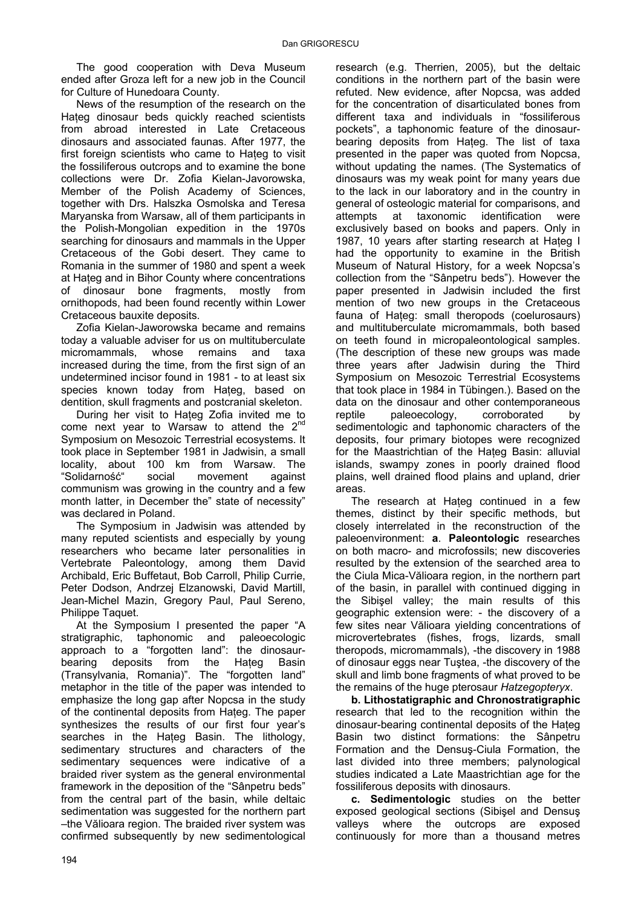The good cooperation with Deva Museum ended after Groza left for a new job in the Council for Culture of Hunedoara County.

News of the resumption of the research on the Haţeg dinosaur beds quickly reached scientists from abroad interested in Late Cretaceous dinosaurs and associated faunas. After 1977, the first foreign scientists who came to Haţeg to visit the fossiliferous outcrops and to examine the bone collections were Dr. Zofia Kielan-Javorowska, Member of the Polish Academy of Sciences, together with Drs. Halszka Osmolska and Teresa Maryanska from Warsaw, all of them participants in the Polish-Mongolian expedition in the 1970s searching for dinosaurs and mammals in the Upper Cretaceous of the Gobi desert. They came to Romania in the summer of 1980 and spent a week at Haţeg and in Bihor County where concentrations of dinosaur bone fragments, mostly from ornithopods, had been found recently within Lower Cretaceous bauxite deposits.

Zofia Kielan-Jaworowska became and remains today a valuable adviser for us on multituberculate micromammals, whose remains and taxa increased during the time, from the first sign of an undetermined incisor found in 1981 - to at least six species known today from Haţeg, based on dentition, skull fragments and postcranial skeleton.

During her visit to Haţeg Zofia invited me to come next year to Warsaw to attend the 2nd Symposium on Mesozoic Terrestrial ecosystems. It took place in September 1981 in Jadwisin, a small locality, about 100 km from Warsaw. The "Solidarność" social movement against communism was growing in the country and a few month latter, in December the" state of necessity" was declared in Poland.

The Symposium in Jadwisin was attended by many reputed scientists and especially by young researchers who became later personalities in Vertebrate Paleontology, among them David Archibald, Eric Buffetaut, Bob Carroll, Philip Currie, Peter Dodson, Andrzej Elzanowski, David Martill, Jean-Michel Mazin, Gregory Paul, Paul Sereno, Philippe Taquet.

At the Symposium I presented the paper "A stratigraphic, taphonomic and paleoecologic approach to a "forgotten land": the dinosaur-bearing deposits from the Haţeg Basin (Transylvania, Romania)". The "forgotten land" metaphor in the title of the paper was intended to emphasize the long gap after Nopcsa in the study of the continental deposits from Haţeg. The paper synthesizes the results of our first four year's searches in the Haţeg Basin. The lithology, sedimentary structures and characters of the sedimentary sequences were indicative of a braided river system as the general environmental framework in the deposition of the "Sânpetru beds" from the central part of the basin, while deltaic sedimentation was suggested for the northern part –the Vălioara region. The braided river system was confirmed subsequently by new sedimentological research (e.g. Therrien, 2005), but the deltaic conditions in the northern part of the basin were refuted. New evidence, after Nopcsa, was added for the concentration of disarticulated bones from different taxa and individuals in "fossiliferous pockets", a taphonomic feature of the dinosaur-bearing deposits from Haţeg. The list of taxa presented in the paper was quoted from Nopcsa, without updating the names. (The Systematics of dinosaurs was my weak point for many years due to the lack in our laboratory and in the country in general of osteologic material for comparisons, and attempts at taxonomic identification were exclusively based on books and papers. Only in 1987, 10 years after starting research at Haţeg I had the opportunity to examine in the British Museum of Natural History, for a week Nopcsa's collection from the "Sânpetru beds"). However the paper presented in Jadwisin included the first mention of two new groups in the Cretaceous fauna of Haţeg: small theropods (coelurosaurs) and multituberculate micromammals, both based on teeth found in micropaleontological samples. (The description of these new groups was made three years after Jadwisin during the Third Symposium on Mesozoic Terrestrial Ecosystems that took place in 1984 in Tübingen.). Based on the data on the dinosaur and other contemporaneous reptile paleoecology, corroborated by sedimentologic and taphonomic characters of the deposits, four primary biotopes were recognized for the Maastrichtian of the Haţeg Basin: alluvial islands, swampy zones in poorly drained flood plains, well drained flood plains and upland, drier areas.

The research at Haţeg continued in a few themes, distinct by their specific methods, but closely interrelated in the reconstruction of the paleoenvironment: **a**. **Paleontologic** researches on both macro- and microfossils; new discoveries resulted by the extension of the searched area to the Ciula Mica-Vălioara region, in the northern part of the basin, in parallel with continued digging in the Sibişel valley; the main results of this geographic extension were: - the discovery of a few sites near Vălioara yielding concentrations of microvertebrates (fishes, frogs, lizards, small theropods, micromammals), -the discovery in 1988 of dinosaur eggs near Tuştea, -the discovery of the skull and limb bone fragments of what proved to be the remains of the huge pterosaur *Hatzegopteryx*.

**b. Lithostatigraphic and Chronostratigraphic** research that led to the recognition within the dinosaur-bearing continental deposits of the Haţeg Basin two distinct formations: the Sânpetru Formation and the Densuş-Ciula Formation, the last divided into three members; palynological studies indicated a Late Maastrichtian age for the fossiliferous deposits with dinosaurs.

**c. Sedimentologic** studies on the better exposed geological sections (Sibişel and Densuş valleys where the outcrops are exposed continuously for more than a thousand metres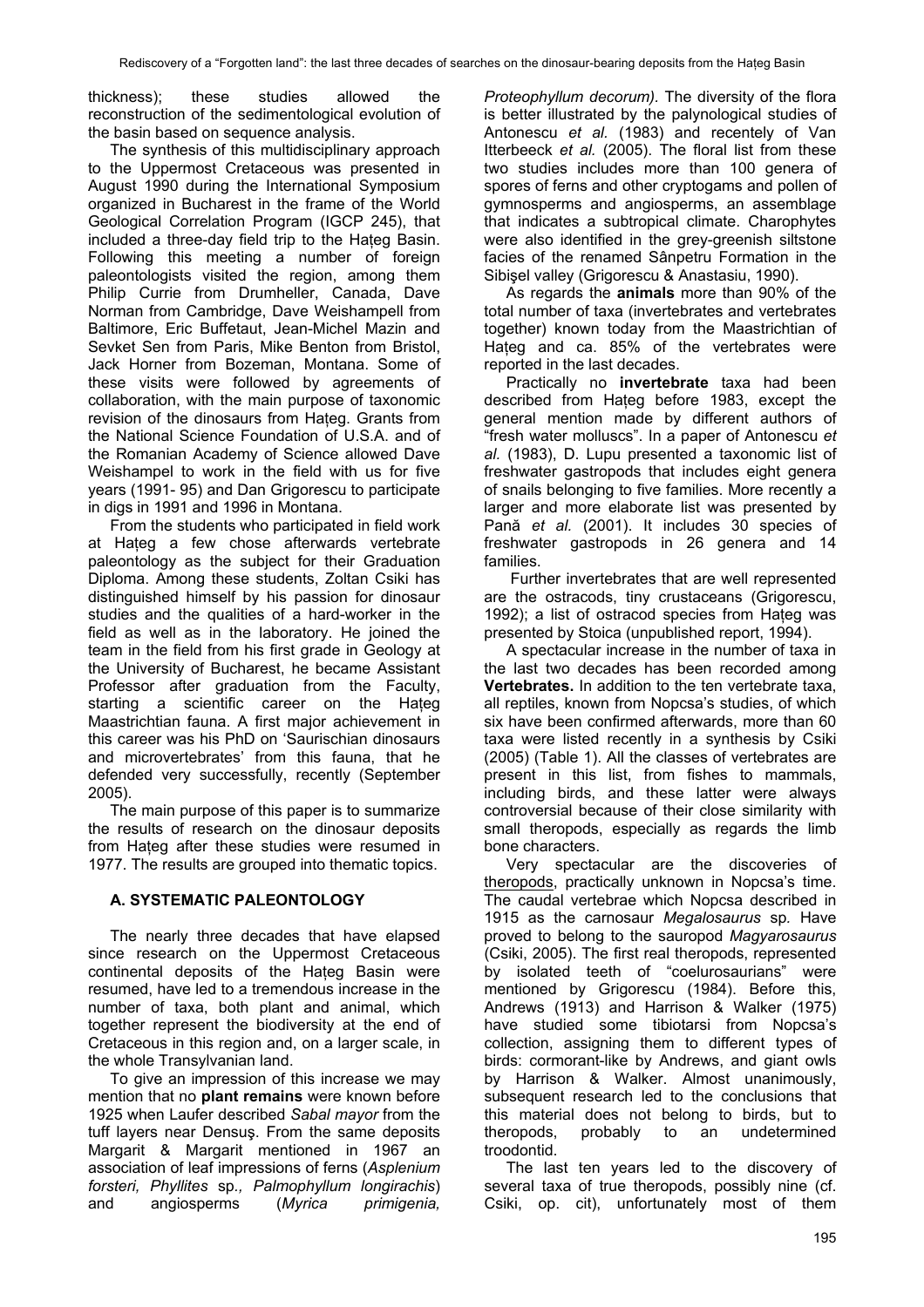thickness); these studies allowed the reconstruction of the sedimentological evolution of the basin based on sequence analysis.

The synthesis of this multidisciplinary approach to the Uppermost Cretaceous was presented in August 1990 during the International Symposium organized in Bucharest in the frame of the World Geological Correlation Program (IGCP 245), that included a three-day field trip to the Haţeg Basin. Following this meeting a number of foreign paleontologists visited the region, among them Philip Currie from Drumheller, Canada, Dave Norman from Cambridge, Dave Weishampell from Baltimore, Eric Buffetaut, Jean-Michel Mazin and Sevket Sen from Paris, Mike Benton from Bristol, Jack Horner from Bozeman, Montana. Some of these visits were followed by agreements of collaboration, with the main purpose of taxonomic revision of the dinosaurs from Haţeg. Grants from the National Science Foundation of U.S.A. and of the Romanian Academy of Science allowed Dave Weishampel to work in the field with us for five years (1991- 95) and Dan Grigorescu to participate in digs in 1991 and 1996 in Montana.

From the students who participated in field work at Haţeg a few chose afterwards vertebrate paleontology as the subject for their Graduation Diploma. Among these students, Zoltan Csiki has distinguished himself by his passion for dinosaur studies and the qualities of a hard-worker in the field as well as in the laboratory. He joined the team in the field from his first grade in Geology at the University of Bucharest, he became Assistant Professor after graduation from the Faculty, starting a scientific career on the Haţeg Maastrichtian fauna. A first major achievement in this career was his PhD on 'Saurischian dinosaurs and microvertebrates' from this fauna, that he defended very successfully, recently (September 2005).

The main purpose of this paper is to summarize the results of research on the dinosaur deposits from Haţeg after these studies were resumed in 1977. The results are grouped into thematic topics.

## A. SYSTEMATIC PALEONTOLOGY

The nearly three decades that have elapsed since research on the Uppermost Cretaceous continental deposits of the Haţeg Basin were resumed, have led to a tremendous increase in the number of taxa, both plant and animal, which together represent the biodiversity at the end of Cretaceous in this region and, on a larger scale, in the whole Transylvanian land.

To give an impression of this increase we may mention that no **plant remains** were known before 1925 when Laufer described *Sabal mayor* from the tuff layers near Densuş. From the same deposits Margarit & Margarit mentioned in 1967 an association of leaf impressions of ferns (*Asplenium forsteri, Phyllites* sp.*, Palmophyllum longirachis*) and angiosperms (*Myrica primigenia, Proteophyllum decorum).* The diversity of the flora is better illustrated by the palynological studies of Antonescu *et al.* (1983) and recentely of Van Itterbeeck *et al.* (2005). The floral list from these two studies includes more than 100 genera of spores of ferns and other cryptogams and pollen of gymnosperms and angiosperms, an assemblage that indicates a subtropical climate. Charophytes were also identified in the grey-greenish siltstone facies of the renamed Sânpetru Formation in the Sibişel valley (Grigorescu & Anastasiu, 1990).

As regards the **animals** more than 90% of the total number of taxa (invertebrates and vertebrates together) known today from the Maastrichtian of Haţeg and ca. 85% of the vertebrates were reported in the last decades.

Practically no **invertebrate** taxa had been described from Haţeg before 1983, except the general mention made by different authors of "fresh water molluscs". In a paper of Antonescu *et al.* (1983), D. Lupu presented a taxonomic list of freshwater gastropods that includes eight genera of snails belonging to five families. More recently a larger and more elaborate list was presented by Pană *et al.* (2001). It includes 30 species of freshwater gastropods in 26 genera and 14 families.

Further invertebrates that are well represented are the ostracods, tiny crustaceans (Grigorescu, 1992); a list of ostracod species from Haţeg was presented by Stoica (unpublished report, 1994).

A spectacular increase in the number of taxa in the last two decades has been recorded among **Vertebrates.** In addition to the ten vertebrate taxa, all reptiles, known from Nopcsa's studies, of which six have been confirmed afterwards, more than 60 taxa were listed recently in a synthesis by Csiki (2005) (Table 1). All the classes of vertebrates are present in this list, from fishes to mammals, including birds, and these latter were always controversial because of their close similarity with small theropods, especially as regards the limb bone characters.

Very spectacular are the discoveries of theropods, practically unknown in Nopcsa's time. The caudal vertebrae which Nopcsa described in 1915 as the carnosaur *Megalosaurus* sp*.* Have proved to belong to the sauropod *Magyarosaurus* (Csiki, 2005). The first real theropods, represented by isolated teeth of "coelurosaurians" were mentioned by Grigorescu (1984). Before this, Andrews (1913) and Harrison & Walker (1975) have studied some tibiotarsi from Nopcsa's collection, assigning them to different types of birds: cormorant-like by Andrews, and giant owls by Harrison & Walker. Almost unanimously, subsequent research led to the conclusions that this material does not belong to birds, but to theropods, probably to an undetermined troodontid.

The last ten years led to the discovery of several taxa of true theropods, possibly nine (cf. Csiki, op. cit), unfortunately most of them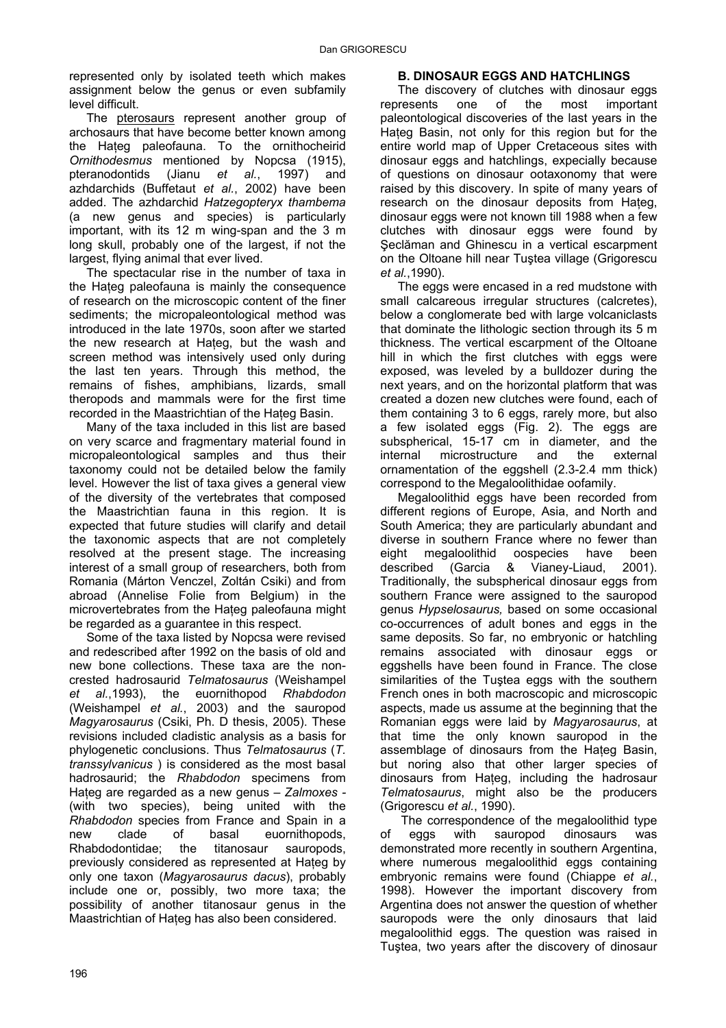represented only by isolated teeth which makes assignment below the genus or even subfamily level difficult.

The pterosaurs represent another group of archosaurs that have become better known among the Hațeg paleofauna. To the ornithocheirid *Ornithodesmus* mentioned by Nopcsa (1915), pteranodontids (Jianu *et al.*, 1997) and azhdarchids (Buffetaut *et al.*, 2002) have been added. The azhdarchid *Hatzegopteryx thambema* (a new genus and species) is particularly important, with its 12 m wing-span and the 3 m long skull, probably one of the largest, if not the largest, flying animal that ever lived.

The spectacular rise in the number of taxa in the Hațeg paleofauna is mainly the consequence of research on the microscopic content of the finer sediments; the micropaleontological method was introduced in the late 1970s, soon after we started the new research at Hațeg, but the wash and screen method was intensively used only during the last ten years. Through this method, the remains of fishes, amphibians, lizards, small theropods and mammals were for the first time recorded in the Maastrichtian of the Hațeg Basin.

Many of the taxa included in this list are based on very scarce and fragmentary material found in micropaleontological samples and thus their taxonomy could not be detailed below the family level. However the list of taxa gives a general view of the diversity of the vertebrates that composed the Maastrichtian fauna in this region. It is expected that future studies will clarify and detail the taxonomic aspects that are not completely resolved at the present stage. The increasing interest of a small group of researchers, both from Romania (Márton Venczel, Zoltán Csiki) and from abroad (Annelise Folie from Belgium) in the microvertebrates from the Hațeg paleofauna might be regarded as a guarantee in this respect.

Some of the taxa listed by Nopcsa were revised and redescribed after 1992 on the basis of old and new bone collections. These taxa are the non-crested hadrosaurid *Telmatosaurus* (Weishampel *et al.*,1993), the euornithopod *Rhabdodon* (Weishampel *et al.*, 2003) and the sauropod *Magyarosaurus* (Csiki, Ph. D thesis, 2005). These revisions included cladistic analysis as a basis for phylogenetic conclusions. Thus *Telmatosaurus* (*T. transsylvanicus* ) is considered as the most basal hadrosaurid; the *Rhabdodon* specimens from Hațeg are regarded as a new genus – *Zalmoxes* - (with two species), being united with the *Rhabdodon* species from France and Spain in a new clade of basal euornithopods, Rhabdodontidae; the titanosaur sauropods, previously considered as represented at Hațeg by only one taxon (*Magyarosaurus dacus*), probably include one or, possibly, two more taxa; the possibility of another titanosaur genus in the Maastrichtian of Hațeg has also been considered.

## B. DINOSAUR EGGS AND HATCHLINGS

The discovery of clutches with dinosaur eggs represents one of the most important paleontological discoveries of the last years in the Hațeg Basin, not only for this region but for the entire world map of Upper Cretaceous sites with dinosaur eggs and hatchlings, expecially because of questions on dinosaur ootaxonomy that were raised by this discovery. In spite of many years of research on the dinosaur deposits from Hațeg, dinosaur eggs were not known till 1988 when a few clutches with dinosaur eggs were found by Şeclăman and Ghinescu in a vertical escarpment on the Oltoane hill near Tuştea village (Grigorescu *et al.*,1990).

The eggs were encased in a red mudstone with small calcareous irregular structures (calcretes), below a conglomerate bed with large volcaniclasts that dominate the lithologic section through its 5 m thickness. The vertical escarpment of the Oltoane hill in which the first clutches with eggs were exposed, was leveled by a bulldozer during the next years, and on the horizontal platform that was created a dozen new clutches were found, each of them containing 3 to 6 eggs, rarely more, but also a few isolated eggs (Fig. 2). The eggs are subspherical, 15-17 cm in diameter, and the internal microstructure and the external ornamentation of the eggshell (2.3-2.4 mm thick) correspond to the Megaloolithidae oofamily.

Megaloolithid eggs have been recorded from different regions of Europe, Asia, and North and South America; they are particularly abundant and diverse in southern France where no fewer than eight megaloolithid oospecies have been described (Garcia & Vianey-Liaud, 2001). Traditionally, the subspherical dinosaur eggs from southern France were assigned to the sauropod genus *Hypselosaurus,* based on some occasional co-occurrences of adult bones and eggs in the same deposits. So far, no embryonic or hatchling remains associated with dinosaur eggs or eggshells have been found in France. The close similarities of the Tuştea eggs with the southern French ones in both macroscopic and microscopic aspects, made us assume at the beginning that the Romanian eggs were laid by *Magyarosaurus*, at that time the only known sauropod in the assemblage of dinosaurs from the Hațeg Basin, but noring also that other larger species of dinosaurs from Hațeg, including the hadrosaur *Telmatosaurus*, might also be the producers (Grigorescu *et al.*, 1990).

The correspondence of the megaloolithid type of eggs with sauropod dinosaurs was demonstrated more recently in southern Argentina, where numerous megaloolithid eggs containing embryonic remains were found (Chiappe *et al.*, 1998). However the important discovery from Argentina does not answer the question of whether sauropods were the only dinosaurs that laid megaloolithid eggs. The question was raised in Tuştea, two years after the discovery of dinosaur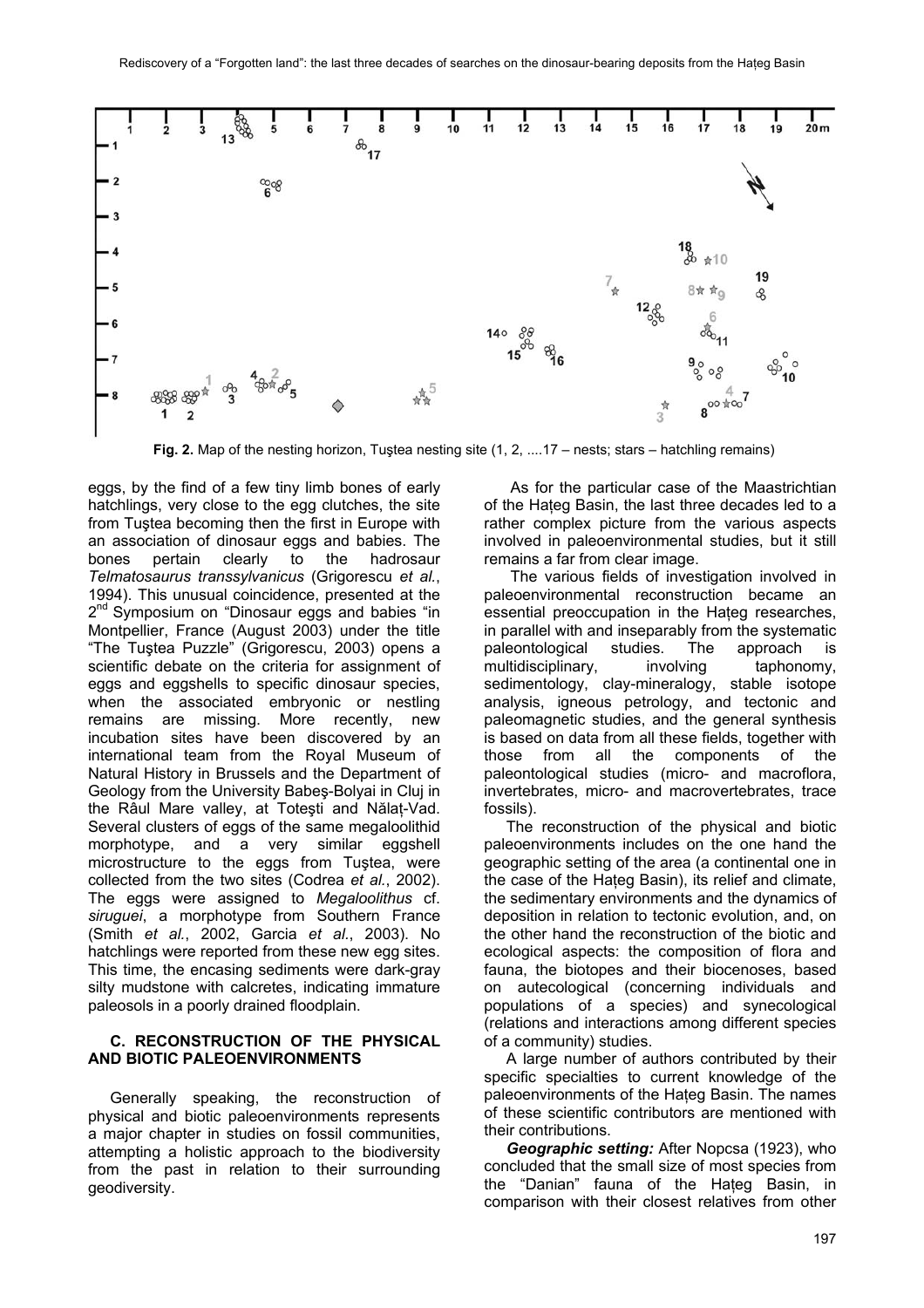**Fig. 2.** Map of the nesting horizon, Tuştea nesting site (1, 2, ....17 – nests; stars – hatchling remains)

eggs, by the find of a few tiny limb bones of early hatchlings, very close to the egg clutches, the site from Tuştea becoming then the first in Europe with an association of dinosaur eggs and babies. The bones pertain clearly to the hadrosaur *Telmatosaurus transsylvanicus* (Grigorescu *et al.*, 1994). This unusual coincidence, presented at the 2nd Symposium on "Dinosaur eggs and babies "in Montpellier, France (August 2003) under the title "The Tuştea Puzzle" (Grigorescu, 2003) opens a scientific debate on the criteria for assignment of eggs and eggshells to specific dinosaur species, when the associated embryonic or nestling remains are missing. More recently, new incubation sites have been discovered by an international team from the Royal Museum of Natural History in Brussels and the Department of Geology from the University Babeş-Bolyai in Cluj in the Râul Mare valley, at Toteşti and Nălaț-Vad. Several clusters of eggs of the same megaloolithid morphotype, and a very similar eggshell microstructure to the eggs from Tuştea, were collected from the two sites (Codrea *et al.*, 2002). The eggs were assigned to *Megaloolithus* cf. *siruguei*, a morphotype from Southern France (Smith *et al.*, 2002, Garcia *et al.*, 2003). No hatchlings were reported from these new egg sites. This time, the encasing sediments were dark-gray silty mudstone with calcretes, indicating immature paleosols in a poorly drained floodplain.

### C. RECONSTRUCTION OF THE PHYSICAL AND BIOTIC PALEOENVIRONMENTS

Generally speaking, the reconstruction of physical and biotic paleoenvironments represents a major chapter in studies on fossil communities, attempting a holistic approach to the biodiversity from the past in relation to their surrounding geodiversity.

As for the particular case of the Maastrichtian of the Hațeg Basin, the last three decades led to a rather complex picture from the various aspects involved in paleoenvironmental studies, but it still remains a far from clear image.

The various fields of investigation involved in paleoenvironmental reconstruction became an essential preoccupation in the Hațeg researches, in parallel with and inseparably from the systematic paleontological studies. The approach is multidisciplinary, involving taphonomy, sedimentology, clay-mineralogy, stable isotope analysis, igneous petrology, and tectonic and paleomagnetic studies, and the general synthesis is based on data from all these fields, together with those from all the components of the paleontological studies (micro- and macroflora, invertebrates, micro- and macrovertebrates, trace fossils).

The reconstruction of the physical and biotic paleoenvironments includes on the one hand the geographic setting of the area (a continental one in the case of the Hațeg Basin), its relief and climate, the sedimentary environments and the dynamics of deposition in relation to tectonic evolution, and, on the other hand the reconstruction of the biotic and ecological aspects: the composition of flora and fauna, the biotopes and their biocenoses, based on autecological (concerning individuals and populations of a species) and synecological (relations and interactions among different species of a community) studies.

A large number of authors contributed by their specific specialties to current knowledge of the paleoenvironments of the Hațeg Basin. The names of these scientific contributors are mentioned with their contributions.

***Geographic setting:*** After Nopcsa (1923), who concluded that the small size of most species from the "Danian" fauna of the Hațeg Basin, in comparison with their closest relatives from other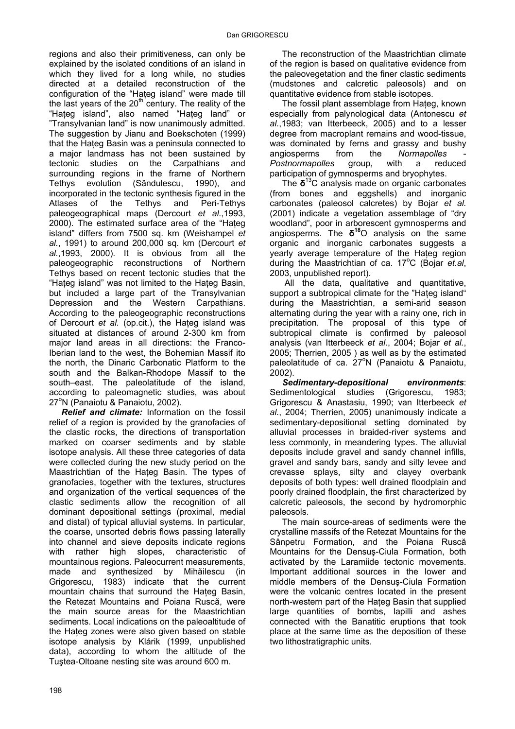regions and also their primitiveness, can only be explained by the isolated conditions of an island in which they lived for a long while, no studies directed at a detailed reconstruction of the configuration of the "Haţeg island" were made till the last years of the 20th century. The reality of the "Haţeg island", also named "Haţeg land" or "Transylvanian land" is now unanimously admitted. The suggestion by Jianu and Boekschoten (1999) that the Haţeg Basin was a peninsula connected to a major landmass has not been sustained by tectonic studies on the Carpathians and surrounding regions in the frame of Northern Tethys evolution (Săndulescu, 1990), and incorporated in the tectonic synthesis figured in the Atlases of the Tethys and Peri-Tethys paleogeographical maps (Dercourt *et al.*,1993, 2000). The estimated surface area of the "Haţeg island" differs from 7500 sq. km (Weishampel *et al.*, 1991) to around 200,000 sq. km (Dercourt *et al.*,1993, 2000). It is obvious from all the paleogeographic reconstructions of Northern Tethys based on recent tectonic studies that the "Haţeg island" was not limited to the Haţeg Basin, but included a large part of the Transylvanian Depression and the Western Carpathians. According to the paleogeographic reconstructions of Dercourt *et al.* (op.cit.), the Haţeg island was situated at distances of around 2-300 km from major land areas in all directions: the Franco-Iberian land to the west, the Bohemian Massif ito the north, the Dinaric Carbonatic Platform to the south and the Balkan-Rhodope Massif to the south–east. The paleolatitude of the island, according to paleomagnetic studies, was about 27°N (Panaiotu & Panaiotu, 2002).

***Relief and climate:*** Information on the fossil relief of a region is provided by the granofacies of the clastic rocks, the directions of transportation marked on coarser sediments and by stable isotope analysis. All these three categories of data were collected during the new study period on the Maastrichtian of the Haţeg Basin. The types of granofacies, together with the textures, structures and organization of the vertical sequences of the clastic sediments allow the recognition of all dominant depositional settings (proximal, medial and distal) of typical alluvial systems. In particular, the coarse, unsorted debris flows passing laterally into channel and sieve deposits indicate regions with rather high slopes, characteristic of mountainous regions. Paleocurrent measurements, made and synthesized by Mihăilescu (in Grigorescu, 1983) indicate that the current mountain chains that surround the Haţeg Basin, the Retezat Mountains and Poiana Ruscă, were the main source areas for the Maastrichtian sediments. Local indications on the paleoaltitude of the Haţeg zones were also given based on stable isotope analysis by Klárik (1999, unpublished data), according to whom the altitude of the Tuştea-Oltoane nesting site was around 600 m.

The reconstruction of the Maastrichtian climate of the region is based on qualitative evidence from the paleovegetation and the finer clastic sediments (mudstones and calcretic paleosols) and on quantitative evidence from stable isotopes.

The fossil plant assemblage from Haţeg, known especially from palynological data (Antonescu *et al.*,1983; van Itterbeeck, 2005) and to a lesser degree from macroplant remains and wood-tissue, was dominated by ferns and grassy and bushy angiosperms from the *Normapolles* - *Postnormapolles* group, with a reduced participation of gymnosperms and bryophytes.

The **δ**$^{13}$C analysis made on organic carbonates (from bones and eggshells) and inorganic carbonates (paleosol calcretes) by Bojar *et al.* (2001) indicate a vegetation assemblage of "dry woodland", poor in arborescent gymnosperms and angiosperms. The **δ**$^{18}$O analysis on the same organic and inorganic carbonates suggests a yearly average temperature of the Haţeg region during the Maastrichtian of ca. 17°C (Bojar *et.al*, 2003, unpublished report).

All the data, qualitative and quantitative, support a subtropical climate for the "Haţeg island" during the Maastrichtian, a semi-arid season alternating during the year with a rainy one, rich in precipitation. The proposal of this type of subtropical climate is confirmed by paleosol analysis (van Itterbeeck *et al.*, 2004; Bojar *et al.*, 2005; Therrien, 2005 ) as well as by the estimated paleolatitude of ca. 27°N (Panaiotu & Panaiotu, 2002).

***Sedimentary-depositional environments***: Sedimentological studies (Grigorescu, 1983; Grigorescu & Anastasiu, 1990; van Itterbeeck *et al.*, 2004; Therrien, 2005) unanimously indicate a sedimentary-depositional setting dominated by alluvial processes in braided-river systems and less commonly, in meandering types. The alluvial deposits include gravel and sandy channel infills, gravel and sandy bars, sandy and silty levee and crevasse splays, silty and clayey overbank deposits of both types: well drained floodplain and poorly drained floodplain, the first characterized by calcretic paleosols, the second by hydromorphic paleosols.

The main source-areas of sediments were the crystalline massifs of the Retezat Mountains for the Sânpetru Formation, and the Poiana Ruscă Mountains for the Densuş-Ciula Formation, both activated by the Laramiide tectonic movements. Important additional sources in the lower and middle members of the Densuş-Ciula Formation were the volcanic centres located in the present north-western part of the Haţeg Basin that supplied large quantities of bombs, lapilli and ashes connected with the Banatitic eruptions that took place at the same time as the deposition of these two lithostratigraphic units.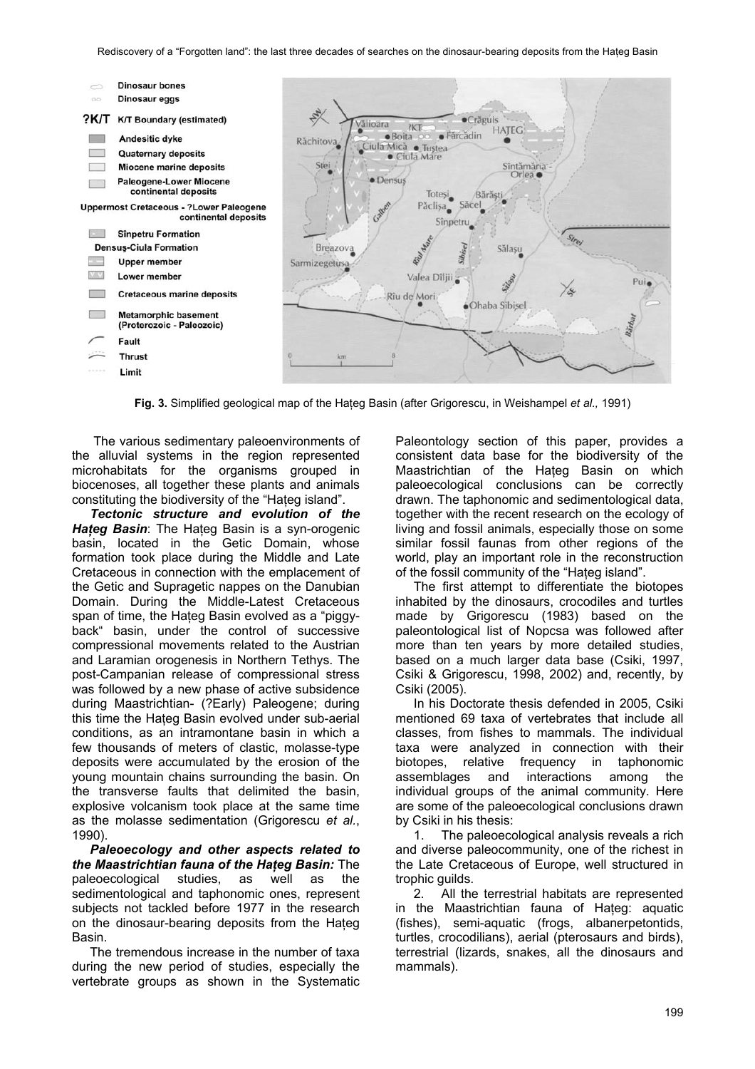**Fig. 3.** Simplified geological map of the Haţeg Basin (after Grigorescu, in Weishampel *et al.,* 1991)

The various sedimentary paleoenvironments of the alluvial systems in the region represented microhabitats for the organisms grouped in biocenoses, all together these plants and animals constituting the biodiversity of the "Haţeg island".

***Tectonic structure and evolution of the Haţeg Basin***: The Haţeg Basin is a syn-orogenic basin, located in the Getic Domain, whose formation took place during the Middle and Late Cretaceous in connection with the emplacement of the Getic and Supragetic nappes on the Danubian Domain. During the Middle-Latest Cretaceous span of time, the Haţeg Basin evolved as a "piggy-back" basin, under the control of successive compressional movements related to the Austrian and Laramian orogenesis in Northern Tethys. The post-Campanian release of compressional stress was followed by a new phase of active subsidence during Maastrichtian- (?Early) Paleogene; during this time the Haţeg Basin evolved under sub-aerial conditions, as an intramontane basin in which a few thousands of meters of clastic, molasse-type deposits were accumulated by the erosion of the young mountain chains surrounding the basin. On the transverse faults that delimited the basin, explosive volcanism took place at the same time as the molasse sedimentation (Grigorescu *et al.*, 1990).

***Paleoecology and other aspects related to the Maastrichtian fauna of the Haţeg Basin:*** The paleoecological studies, as well as the sedimentological and taphonomic ones, represent subjects not tackled before 1977 in the research on the dinosaur-bearing deposits from the Haţeg Basin.

The tremendous increase in the number of taxa during the new period of studies, especially the vertebrate groups as shown in the Systematic Paleontology section of this paper, provides a consistent data base for the biodiversity of the Maastrichtian of the Haţeg Basin on which paleoecological conclusions can be correctly drawn. The taphonomic and sedimentological data, together with the recent research on the ecology of living and fossil animals, especially those on some similar fossil faunas from other regions of the world, play an important role in the reconstruction of the fossil community of the "Haţeg island".

The first attempt to differentiate the biotopes inhabited by the dinosaurs, crocodiles and turtles made by Grigorescu (1983) based on the paleontological list of Nopcsa was followed after more than ten years by more detailed studies, based on a much larger data base (Csiki, 1997, Csiki & Grigorescu, 1998, 2002) and, recently, by Csiki (2005).

In his Doctorate thesis defended in 2005, Csiki mentioned 69 taxa of vertebrates that include all classes, from fishes to mammals. The individual taxa were analyzed in connection with their biotopes, relative frequency in taphonomic assemblages and interactions among the individual groups of the animal community. Here are some of the paleoecological conclusions drawn by Csiki in his thesis:

1. The paleoecological analysis reveals a rich and diverse paleocommunity, one of the richest in the Late Cretaceous of Europe, well structured in trophic guilds.
2. All the terrestrial habitats are represented in the Maastrichtian fauna of Haţeg: aquatic (fishes), semi-aquatic (frogs, albanerpetontids, turtles, crocodilians), aerial (pterosaurs and birds), terrestrial (lizards, snakes, all the dinosaurs and mammals).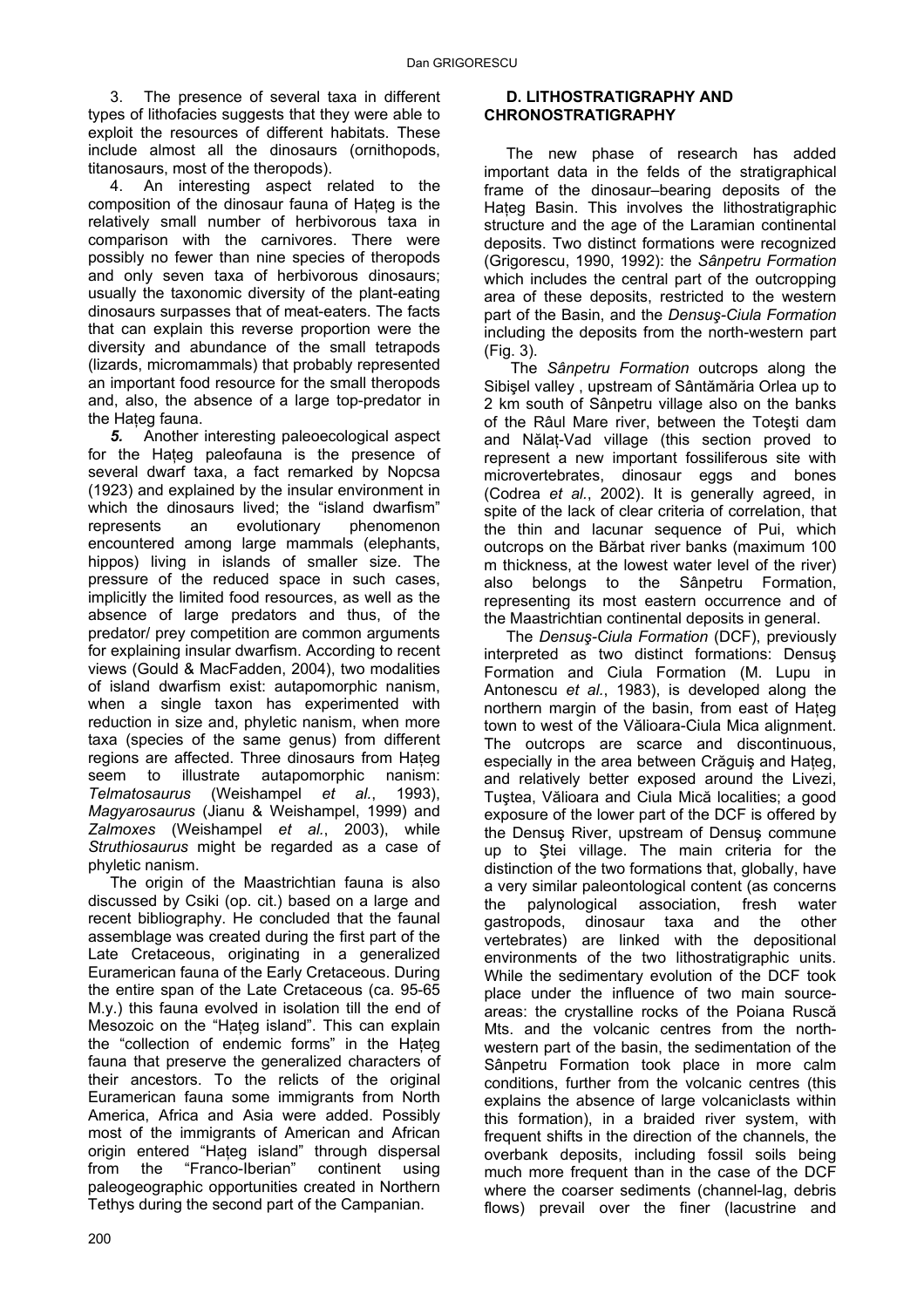3. The presence of several taxa in different types of lithofacies suggests that they were able to exploit the resources of different habitats. These include almost all the dinosaurs (ornithopods, titanosaurs, most of the theropods).

4. An interesting aspect related to the composition of the dinosaur fauna of Haţeg is the relatively small number of herbivorous taxa in comparison with the carnivores. There were possibly no fewer than nine species of theropods and only seven taxa of herbivorous dinosaurs; usually the taxonomic diversity of the plant-eating dinosaurs surpasses that of meat-eaters. The facts that can explain this reverse proportion were the diversity and abundance of the small tetrapods (lizards, micromammals) that probably represented an important food resource for the small theropods and, also, the absence of a large top-predator in the Haţeg fauna.

***5.*** Another interesting paleoecological aspect for the Haţeg paleofauna is the presence of several dwarf taxa, a fact remarked by Nopcsa (1923) and explained by the insular environment in which the dinosaurs lived; the "island dwarfism" represents an evolutionary phenomenon encountered among large mammals (elephants, hippos) living in islands of smaller size. The pressure of the reduced space in such cases, implicitly the limited food resources, as well as the absence of large predators and thus, of the predator/ prey competition are common arguments for explaining insular dwarfism. According to recent views (Gould & MacFadden, 2004), two modalities of island dwarfism exist: autapomorphic nanism, when a single taxon has experimented with reduction in size and, phyletic nanism, when more taxa (species of the same genus) from different regions are affected. Three dinosaurs from Haţeg seem to illustrate autapomorphic nanism: *Telmatosaurus* (Weishampel *et al.*, 1993), *Magyarosaurus* (Jianu & Weishampel, 1999) and *Zalmoxes* (Weishampel *et al.*, 2003), while *Struthiosaurus* might be regarded as a case of phyletic nanism.

The origin of the Maastrichtian fauna is also discussed by Csiki (op. cit.) based on a large and recent bibliography. He concluded that the faunal assemblage was created during the first part of the Late Cretaceous, originating in a generalized Euramerican fauna of the Early Cretaceous. During the entire span of the Late Cretaceous (ca. 95-65 M.y.) this fauna evolved in isolation till the end of Mesozoic on the "Haţeg island". This can explain the "collection of endemic forms" in the Haţeg fauna that preserve the generalized characters of their ancestors. To the relicts of the original Euramerican fauna some immigrants from North America, Africa and Asia were added. Possibly most of the immigrants of American and African origin entered "Haţeg island" through dispersal from the "Franco-Iberian" continent using paleogeographic opportunities created in Northern Tethys during the second part of the Campanian.

### D. LITHOSTRATIGRAPHY AND CHRONOSTRATIGRAPHY

The new phase of research has added important data in the felds of the stratigraphical frame of the dinosaur–bearing deposits of the Haţeg Basin. This involves the lithostratigraphic structure and the age of the Laramian continental deposits. Two distinct formations were recognized (Grigorescu, 1990, 1992): the *Sânpetru Formation* which includes the central part of the outcropping area of these deposits, restricted to the western part of the Basin, and the *Densuş-Ciula Formation* including the deposits from the north-western part (Fig. 3).

The *Sânpetru Formation* outcrops along the Sibişel valley , upstream of Sântămăria Orlea up to 2 km south of Sânpetru village also on the banks of the Râul Mare river, between the Toteşti dam and Nălaţ-Vad village (this section proved to represent a new important fossiliferous site with microvertebrates, dinosaur eggs and bones (Codrea *et al.*, 2002). It is generally agreed, in spite of the lack of clear criteria of correlation, that the thin and lacunar sequence of Pui, which outcrops on the Bărbat river banks (maximum 100 m thickness, at the lowest water level of the river) also belongs to the Sânpetru Formation, representing its most eastern occurrence and of the Maastrichtian continental deposits in general.

The *Densuş-Ciula Formation* (DCF), previously interpreted as two distinct formations: Densuş Formation and Ciula Formation (M. Lupu in Antonescu *et al.*, 1983), is developed along the northern margin of the basin, from east of Haţeg town to west of the Vălioara-Ciula Mica alignment. The outcrops are scarce and discontinuous, especially in the area between Crăguiş and Haţeg, and relatively better exposed around the Livezi, Tuştea, Vălioara and Ciula Mică localities; a good exposure of the lower part of the DCF is offered by the Densuş River, upstream of Densuş commune up to Ştei village. The main criteria for the distinction of the two formations that, globally, have a very similar paleontological content (as concerns the palynological association, fresh water gastropods, dinosaur taxa and the other vertebrates) are linked with the depositional environments of the two lithostratigraphic units. While the sedimentary evolution of the DCF took place under the influence of two main source-areas: the crystalline rocks of the Poiana Ruscă Mts. and the volcanic centres from the north-western part of the basin, the sedimentation of the Sânpetru Formation took place in more calm conditions, further from the volcanic centres (this explains the absence of large volcaniclasts within this formation), in a braided river system, with frequent shifts in the direction of the channels, the overbank deposits, including fossil soils being much more frequent than in the case of the DCF where the coarser sediments (channel-lag, debris flows) prevail over the finer (lacustrine and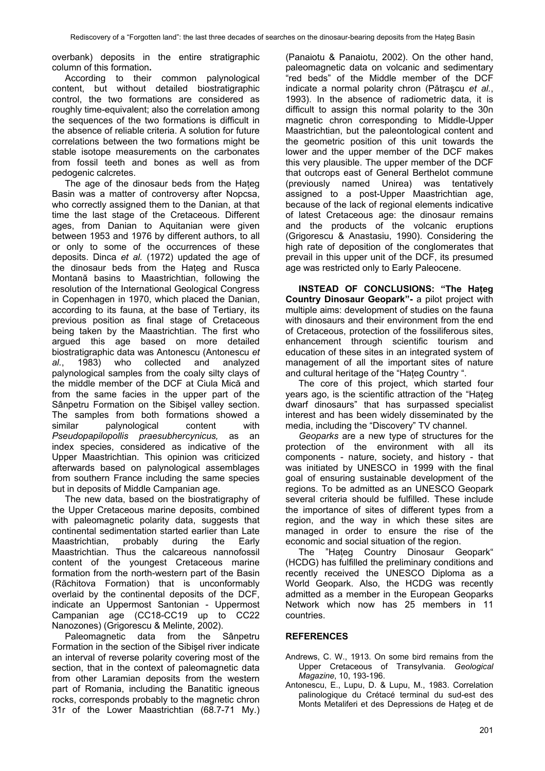overbank) deposits in the entire stratigraphic column of this formation**.**

According to their common palynological content, but without detailed biostratigraphic control, the two formations are considered as roughly time-equivalent; also the correlation among the sequences of the two formations is difficult in the absence of reliable criteria. A solution for future correlations between the two formations might be stable isotope measurements on the carbonates from fossil teeth and bones as well as from pedogenic calcretes.

The age of the dinosaur beds from the Haţeg Basin was a matter of controversy after Nopcsa, who correctly assigned them to the Danian, at that time the last stage of the Cretaceous. Different ages, from Danian to Aquitanian were given between 1953 and 1976 by different authors, to all or only to some of the occurrences of these deposits. Dinca *et al.* (1972) updated the age of the dinosaur beds from the Haţeg and Rusca Montană basins to Maastrichtian, following the resolution of the International Geological Congress in Copenhagen in 1970, which placed the Danian, according to its fauna, at the base of Tertiary, its previous position as final stage of Cretaceous being taken by the Maastrichtian. The first who argued this age based on more detailed biostratigraphic data was Antonescu (Antonescu *et al.*, 1983) who collected and analyzed palynological samples from the coaly silty clays of the middle member of the DCF at Ciula Mică and from the same facies in the upper part of the Sânpetru Formation on the Sibişel valley section. The samples from both formations showed a similar palynological content with *Pseudopapilopollis praesubhercynicus,* as an index species, considered as indicative of the Upper Maastrichtian. This opinion was criticized afterwards based on palynological assemblages from southern France including the same species but in deposits of Middle Campanian age.

The new data, based on the biostratigraphy of the Upper Cretaceous marine deposits, combined with paleomagnetic polarity data, suggests that continental sedimentation started earlier than Late Maastrichtian, probably during the Early Maastrichtian. Thus the calcareous nannofossil content of the youngest Cretaceous marine formation from the north-western part of the Basin (Răchitova Formation) that is unconformably overlaid by the continental deposits of the DCF, indicate an Uppermost Santonian - Uppermost Campanian age (CC18-CC19 up to CC22 Nanozones) (Grigorescu & Melinte, 2002).

Paleomagnetic data from the Sânpetru Formation in the section of the Sibişel river indicate an interval of reverse polarity covering most of the section, that in the context of paleomagnetic data from other Laramian deposits from the western part of Romania, including the Banatitic igneous rocks, corresponds probably to the magnetic chron 31r of the Lower Maastrichtian (68.7-71 My.) (Panaiotu & Panaiotu, 2002). On the other hand, paleomagnetic data on volcanic and sedimentary "red beds" of the Middle member of the DCF indicate a normal polarity chron (Pătraşcu *et al.*, 1993). In the absence of radiometric data, it is difficult to assign this normal polarity to the 30n magnetic chron corresponding to Middle-Upper Maastrichtian, but the paleontological content and the geometric position of this unit towards the lower and the upper member of the DCF makes this very plausible. The upper member of the DCF that outcrops east of General Berthelot commune (previously named Unirea) was tentatively assigned to a post-Upper Maastrichtian age, because of the lack of regional elements indicative of latest Cretaceous age: the dinosaur remains and the products of the volcanic eruptions (Grigorescu & Anastasiu, 1990). Considering the high rate of deposition of the conglomerates that prevail in this upper unit of the DCF, its presumed age was restricted only to Early Paleocene.

**INSTEAD OF CONCLUSIONS: "The Haţeg Country Dinosaur Geopark"-** a pilot project with multiple aims: development of studies on the fauna with dinosaurs and their environment from the end of Cretaceous, protection of the fossiliferous sites, enhancement through scientific tourism and education of these sites in an integrated system of management of all the important sites of nature and cultural heritage of the "Haţeg Country ".

The core of this project, which started four years ago, is the scientific attraction of the "Haţeg dwarf dinosaurs" that has surpassed specialist interest and has been widely disseminated by the media, including the "Discovery" TV channel.

*Geoparks* are a new type of structures for the protection of the environment with all its components - nature, society, and history - that was initiated by UNESCO in 1999 with the final goal of ensuring sustainable development of the regions. To be admitted as an UNESCO Geopark several criteria should be fulfilled. These include the importance of sites of different types from a region, and the way in which these sites are managed in order to ensure the rise of the economic and social situation of the region.

The "Haţeg Country Dinosaur Geopark" (HCDG) has fulfilled the preliminary conditions and recently received the UNESCO Diploma as a World Geopark. Also, the HCDG was recently admitted as a member in the European Geoparks Network which now has 25 members in 11 countries.

## REFERENCES

Andrews, C. W., 1913. On some bird remains from the Upper Cretaceous of Transylvania. *Geological Magazine*, 10, 193-196.

Antonescu, E., Lupu, D. & Lupu, M., 1983. Correlation palinologique du Crétacé terminal du sud-est des Monts Metaliferi et des Depressions de Haţeg et de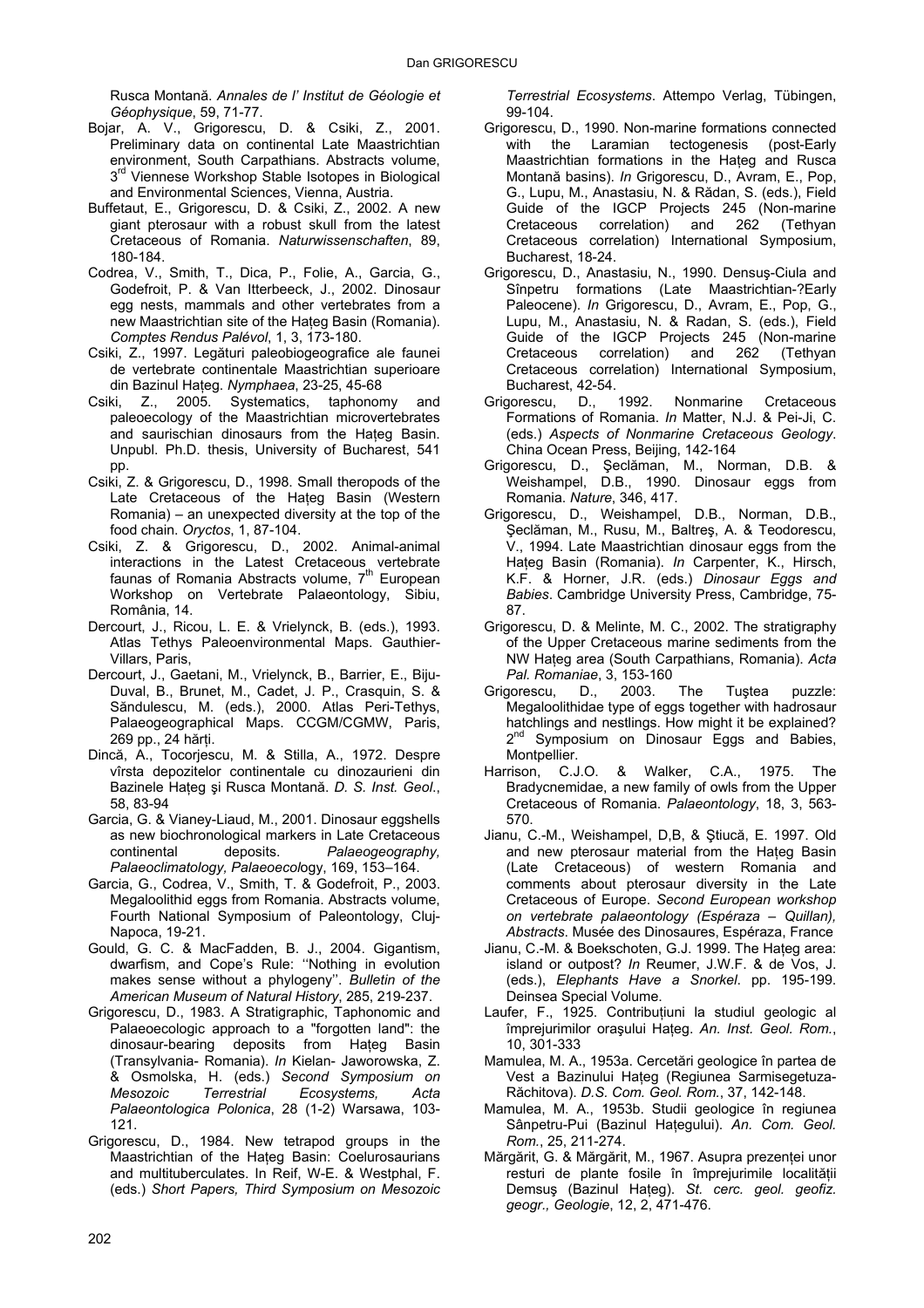Rusca Montană. *Annales de l' Institut de Géologie et Géophysique*, 59, 71-77.

Bojar, A. V., Grigorescu, D. & Csiki, Z., 2001. Preliminary data on continental Late Maastrichtian environment, South Carpathians. Abstracts volume, 3rd Viennese Workshop Stable Isotopes in Biological and Environmental Sciences, Vienna, Austria.

Buffetaut, E., Grigorescu, D. & Csiki, Z., 2002. A new giant pterosaur with a robust skull from the latest Cretaceous of Romania. *Naturwissenschaften*, 89, 180-184.

Codrea, V., Smith, T., Dica, P., Folie, A., Garcia, G., Godefroit, P. & Van Itterbeeck, J., 2002. Dinosaur egg nests, mammals and other vertebrates from a new Maastrichtian site of the Haţeg Basin (Romania). *Comptes Rendus Palévol*, 1, 3, 173-180.

Csiki, Z., 1997. Legături paleobiogeografice ale faunei de vertebrate continentale Maastrichtian superioare din Bazinul Haţeg. *Nymphaea*, 23-25, 45-68

Csiki, Z., 2005. Systematics, taphonomy and paleoecology of the Maastrichtian microvertebrates and saurischian dinosaurs from the Haţeg Basin. Unpubl. Ph.D. thesis, University of Bucharest, 541 pp.

Csiki, Z. & Grigorescu, D., 1998. Small theropods of the Late Cretaceous of the Haţeg Basin (Western Romania) – an unexpected diversity at the top of the food chain. *Oryctos*, 1, 87-104.

Csiki, Z. & Grigorescu, D., 2002. Animal-animal interactions in the Latest Cretaceous vertebrate faunas of Romania Abstracts volume, 7th European Workshop on Vertebrate Palaeontology, Sibiu, România, 14.

Dercourt, J., Ricou, L. E. & Vrielynck, B. (eds.), 1993. Atlas Tethys Paleoenvironmental Maps. Gauthier-Villars, Paris,

Dercourt, J., Gaetani, M., Vrielynck, B., Barrier, E., Biju-Duval, B., Brunet, M., Cadet, J. P., Crasquin, S. & Săndulescu, M. (eds.), 2000. Atlas Peri-Tethys, Palaeogeographical Maps. CCGM/CGMW, Paris, 269 pp., 24 hărţi.

Dincă, A., Tocorjescu, M. & Stilla, A., 1972. Despre vîrsta depozitelor continentale cu dinozaurieni din Bazinele Haţeg şi Rusca Montană. *D. S. Inst. Geol.*, 58, 83-94

Garcia, G. & Vianey-Liaud, M., 2001. Dinosaur eggshells as new biochronological markers in Late Cretaceous continental deposits. *Palaeogeography, Palaeoclimatology, Palaeoecol*ogy, 169, 153–164.

Garcia, G., Codrea, V., Smith, T. & Godefroit, P., 2003. Megaloolithid eggs from Romania. Abstracts volume, Fourth National Symposium of Paleontology, Cluj-Napoca, 19-21.

Gould, G. C. & MacFadden, B. J., 2004. Gigantism, dwarfism, and Cope's Rule: ''Nothing in evolution makes sense without a phylogeny''. *Bulletin of the American Museum of Natural History*, 285, 219-237.

Grigorescu, D., 1983. A Stratigraphic, Taphonomic and Palaeoecologic approach to a "forgotten land": the dinosaur-bearing deposits from Haţeg Basin (Transylvania- Romania). *In* Kielan- Jaworowska, Z. & Osmolska, H. (eds.) *Second Symposium on Mesozoic Terrestrial Ecosystems, Acta Palaeontologica Polonica*, 28 (1-2) Warsawa, 103-121.

Grigorescu, D., 1984. New tetrapod groups in the Maastrichtian of the Haţeg Basin: Coelurosaurians and multituberculates. In Reif, W-E. & Westphal, F. (eds.) *Short Papers, Third Symposium on Mesozoic Terrestrial Ecosystems*. Attempo Verlag, Tübingen, 99-104.

Grigorescu, D., 1990. Non-marine formations connected with the Laramian tectogenesis (post-Early Maastrichtian formations in the Haţeg and Rusca Montană basins). *In* Grigorescu, D., Avram, E., Pop, G., Lupu, M., Anastasiu, N. & Rădan, S. (eds.), Field Guide of the IGCP Projects 245 (Non-marine Cretaceous correlation) and 262 (Tethyan Cretaceous correlation) International Symposium, Bucharest, 18-24.

Grigorescu, D., Anastasiu, N., 1990. Densuş-Ciula and Sînpetru formations (Late Maastrichtian-?Early Paleocene). *In* Grigorescu, D., Avram, E., Pop, G., Lupu, M., Anastasiu, N. & Radan, S. (eds.), Field Guide of the IGCP Projects 245 (Non-marine Cretaceous correlation) and 262 (Tethyan Cretaceous correlation) International Symposium, Bucharest, 42-54.

Grigorescu, D., 1992. Nonmarine Cretaceous Formations of Romania. *In* Matter, N.J. & Pei-Ji, C. (eds.) *Aspects of Nonmarine Cretaceous Geology*. China Ocean Press, Beijing, 142-164

Grigorescu, D., Şeclăman, M., Norman, D.B. & Weishampel, D.B., 1990. Dinosaur eggs from Romania. *Nature*, 346, 417.

Grigorescu, D., Weishampel, D.B., Norman, D.B., Şeclăman, M., Rusu, M., Baltreş, A. & Teodorescu, V., 1994. Late Maastrichtian dinosaur eggs from the Haţeg Basin (Romania). *In* Carpenter, K., Hirsch, K.F. & Horner, J.R. (eds.) *Dinosaur Eggs and Babies*. Cambridge University Press, Cambridge, 75-87.

Grigorescu, D. & Melinte, M. C., 2002. The stratigraphy of the Upper Cretaceous marine sediments from the NW Haţeg area (South Carpathians, Romania). *Acta Pal. Romaniae*, 3, 153-160

Grigorescu, D., 2003. The Tuştea puzzle: Megaloolithidae type of eggs together with hadrosaur hatchlings and nestlings. How might it be explained? 2nd Symposium on Dinosaur Eggs and Babies, Montpellier.

Harrison, C.J.O. & Walker, C.A., 1975. The Bradycnemidae, a new family of owls from the Upper Cretaceous of Romania. *Palaeontology*, 18, 3, 563-570.

Jianu, C.-M., Weishampel, D,B, & Ştiucă, E. 1997. Old and new pterosaur material from the Haţeg Basin (Late Cretaceous) of western Romania and comments about pterosaur diversity in the Late Cretaceous of Europe. *Second European workshop on vertebrate palaeontology (Espéraza – Quillan), Abstracts*. Musée des Dinosaures, Espéraza, France

Jianu, C.-M. & Boekschoten, G.J. 1999. The Haţeg area: island or outpost? *In* Reumer, J.W.F. & de Vos, J. (eds.), *Elephants Have a Snorkel*. pp. 195-199. Deinsea Special Volume.

Laufer, F., 1925. Contribuţiuni la studiul geologic al împrejurimilor oraşului Haţeg. *An. Inst. Geol. Rom.*, 10, 301-333

Mamulea, M. A., 1953a. Cercetări geologice în partea de Vest a Bazinului Haţeg (Regiunea Sarmisegetuza-Răchitova). *D.S. Com. Geol. Rom.*, 37, 142-148.

Mamulea, M. A., 1953b. Studii geologice în regiunea Sânpetru-Pui (Bazinul Haţegului). *An. Com. Geol. Rom.*, 25, 211-274.

Mărgărit, G. & Mărgărit, M., 1967. Asupra prezenţei unor resturi de plante fosile în împrejurimile localităţii Demsuş (Bazinul Haţeg). *St. cerc. geol. geofiz. geogr., Geologie*, 12, 2, 471-476.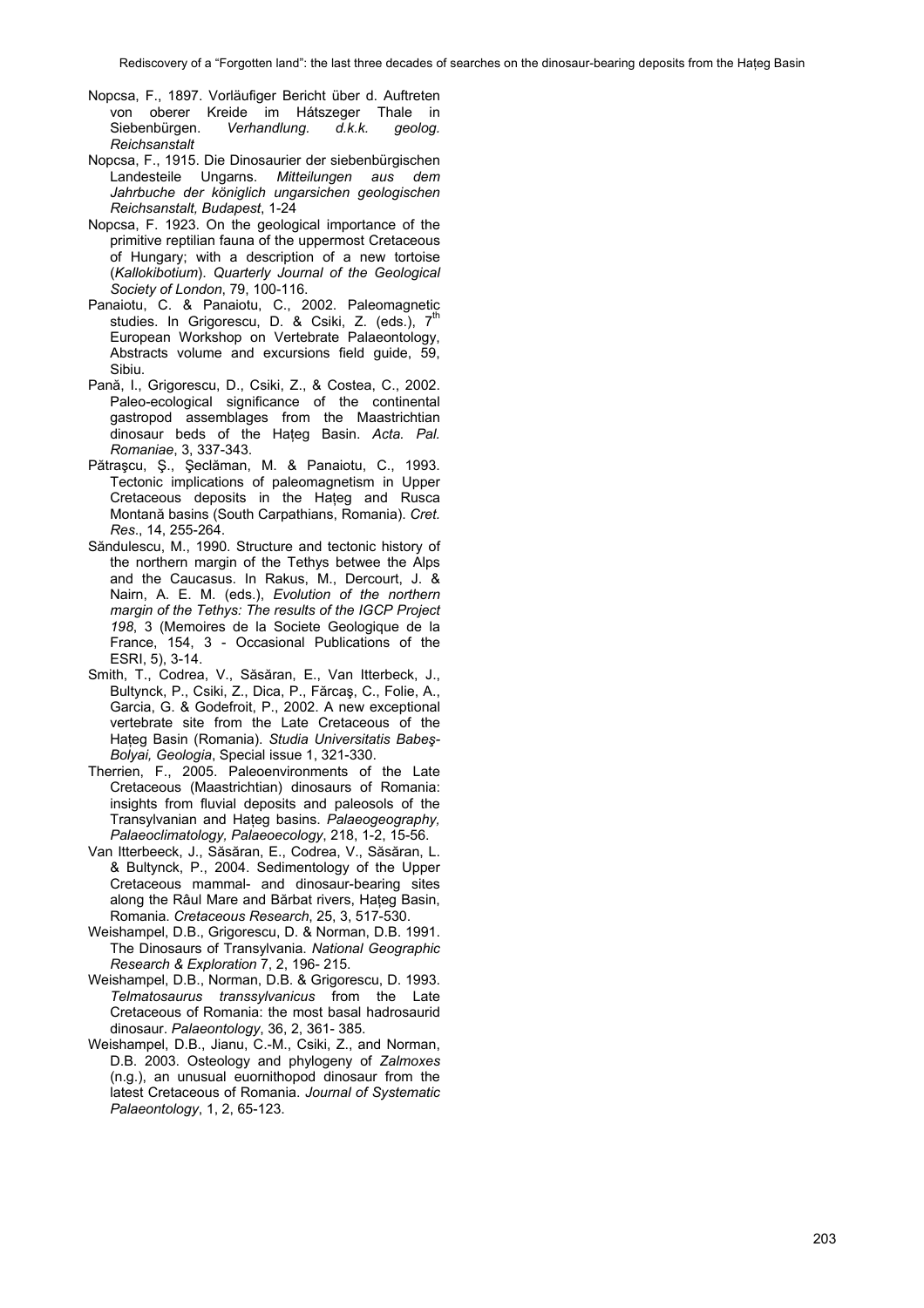Nopcsa, F., 1897. Vorläufiger Bericht über d. Auftreten von oberer Kreide im Hátszeger Thale in Siebenbürgen. *Verhandlung. d.k.k. geolog. Reichsanstalt*

Nopcsa, F., 1915. Die Dinosaurier der siebenbürgischen Landesteile Ungarns. *Mitteilungen aus dem Jahrbuche der königlich ungarsichen geologischen Reichsanstalt, Budapest*, 1-24

Nopcsa, F. 1923. On the geological importance of the primitive reptilian fauna of the uppermost Cretaceous of Hungary; with a description of a new tortoise (*Kallokibotium*). *Quarterly Journal of the Geological Society of London*, 79, 100-116.

Panaiotu, C. & Panaiotu, C., 2002. Paleomagnetic studies. In Grigorescu, D. & Csiki, Z. (eds.), 7th European Workshop on Vertebrate Palaeontology, Abstracts volume and excursions field guide, 59, Sibiu.

Pană, I., Grigorescu, D., Csiki, Z., & Costea, C., 2002. Paleo-ecological significance of the continental gastropod assemblages from the Maastrichtian dinosaur beds of the Haţeg Basin. *Acta. Pal. Romaniae*, 3, 337-343.

Pătraşcu, Ş., Şeclăman, M. & Panaiotu, C., 1993. Tectonic implications of paleomagnetism in Upper Cretaceous deposits in the Haţeg and Rusca Montană basins (South Carpathians, Romania). *Cret. Res*., 14, 255-264.

Săndulescu, M., 1990. Structure and tectonic history of the northern margin of the Tethys betwee the Alps and the Caucasus. In Rakus, M., Dercourt, J. & Nairn, A. E. M. (eds.), *Evolution of the northern margin of the Tethys: The results of the IGCP Project 198*, 3 (Memoires de la Societe Geologique de la France, 154, 3 - Occasional Publications of the ESRI, 5), 3-14.

Smith, T., Codrea, V., Săsăran, E., Van Itterbeck, J., Bultynck, P., Csiki, Z., Dica, P., Fărcaş, C., Folie, A., Garcia, G. & Godefroit, P., 2002. A new exceptional vertebrate site from the Late Cretaceous of the Haţeg Basin (Romania). *Studia Universitatis Babeş-Bolyai, Geologia*, Special issue 1, 321-330.

Therrien, F., 2005. Paleoenvironments of the Late Cretaceous (Maastrichtian) dinosaurs of Romania: insights from fluvial deposits and paleosols of the Transylvanian and Haţeg basins. *Palaeogeography, Palaeoclimatology, Palaeoecology*, 218, 1-2, 15-56.

Van Itterbeeck, J., Săsăran, E., Codrea, V., Săsăran, L. & Bultynck, P., 2004. Sedimentology of the Upper Cretaceous mammal- and dinosaur-bearing sites along the Râul Mare and Bărbat rivers, Haţeg Basin, Romania. *Cretaceous Research*, 25, 3, 517-530.

Weishampel, D.B., Grigorescu, D. & Norman, D.B. 1991. The Dinosaurs of Transylvania. *National Geographic Research & Exploration* 7, 2, 196- 215.

Weishampel, D.B., Norman, D.B. & Grigorescu, D. 1993. *Telmatosaurus transsylvanicus* from the Late Cretaceous of Romania: the most basal hadrosaurid dinosaur. *Palaeontology*, 36, 2, 361- 385.

Weishampel, D.B., Jianu, C.-M., Csiki, Z., and Norman, D.B. 2003. Osteology and phylogeny of *Zalmoxes* (n.g.), an unusual euornithopod dinosaur from the latest Cretaceous of Romania. *Journal of Systematic Palaeontology*, 1, 2, 65-123.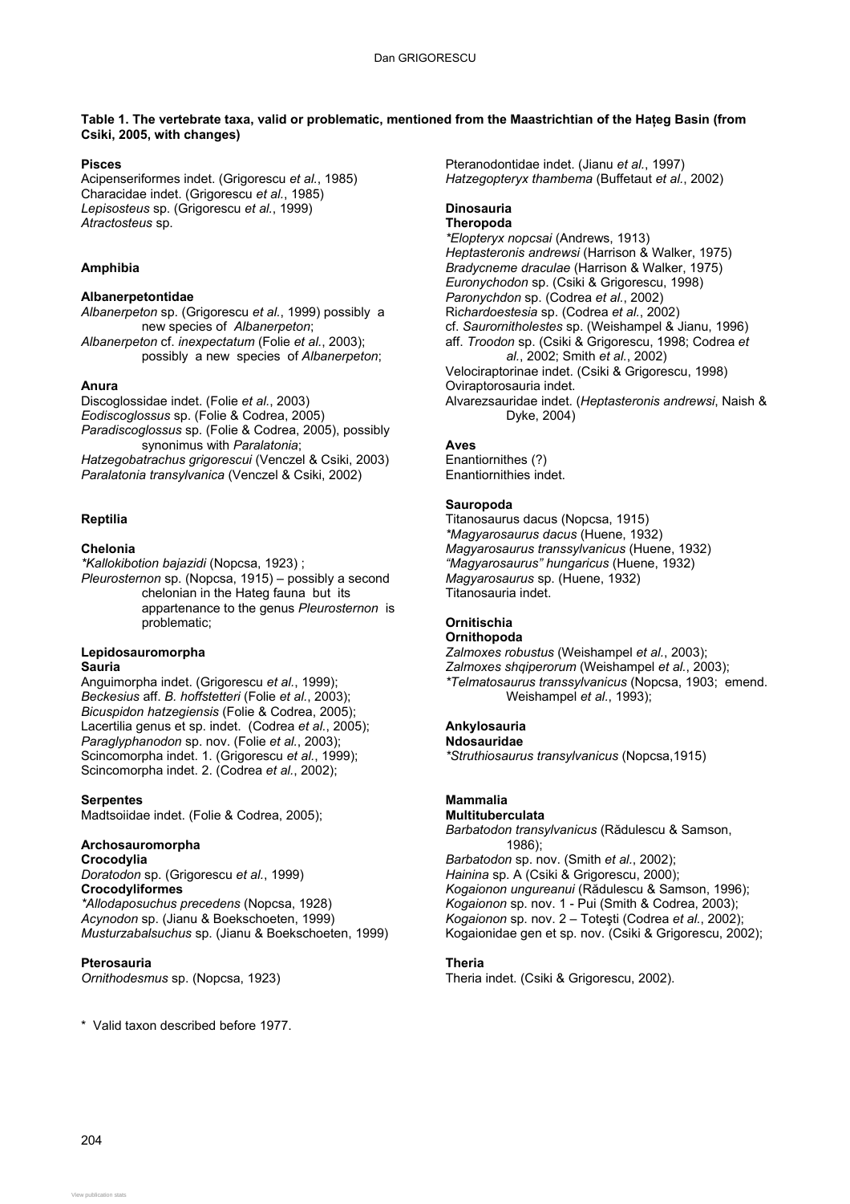**Table 1. The vertebrate taxa, valid or problematic, mentioned from the Maastrichtian of the Haţeg Basin (from Csiki, 2005, with changes)**

**Pisces**

Acipenseriformes indet. (Grigorescu *et al.*, 1985)
Characidae indet. (Grigorescu *et al.*, 1985)
*Lepisosteus* sp. (Grigorescu *et al.*, 1999)
*Atractosteus* sp.

**Amphibia**

**Albanerpetontidae**

*Albanerpeton* sp. (Grigorescu *et al.*, 1999) possibly a new species of *Albanerpeton*;
*Albanerpeton* cf. *inexpectatum* (Folie *et al.*, 2003); possibly a new species of *Albanerpeton*;

**Anura**

Discoglossidae indet. (Folie *et al.*, 2003)
*Eodiscoglossus* sp. (Folie & Codrea, 2005)
*Paradiscoglossus* sp. (Folie & Codrea, 2005), possibly synonimus with *Paralatonia*;
*Hatzegobatrachus grigorescui* (Venczel & Csiki, 2003)
*Paralatonia transylvanica* (Venczel & Csiki, 2002)

**Reptilia**

**Chelonia**

*\*Kallokibotion bajazidi* (Nopcsa, 1923) ;
*Pleurosternon* sp. (Nopcsa, 1915) – possibly a second chelonian in the Hateg fauna but its appartenance to the genus *Pleurosternon* is problematic;

**Lepidosauromorpha**

**Sauria**

Anguimorpha indet. (Grigorescu *et al.*, 1999);
*Beckesius* aff. *B. hoffstetteri* (Folie *et al.*, 2003);
*Bicuspidon hatzegiensis* (Folie & Codrea, 2005);
Lacertilia genus et sp. indet. (Codrea *et al.*, 2005);
*Paraglyphanodon* sp. nov. (Folie *et al.*, 2003);
Scincomorpha indet. 1. (Grigorescu *et al.*, 1999);
Scincomorpha indet. 2. (Codrea *et al.*, 2002);

**Serpentes**

Madtsoiidae indet. (Folie & Codrea, 2005);

**Archosauromorpha**

**Crocodylia**

*Doratodon* sp. (Grigorescu *et al.*, 1999)

**Crocodyliformes**

*\*Allodaposuchus precedens* (Nopcsa, 1928)
*Acynodon* sp. (Jianu & Boekschoeten, 1999)
*Musturzabalsuchus* sp. (Jianu & Boekschoeten, 1999)

**Pterosauria**

*Ornithodesmus* sp. (Nopcsa, 1923)
Pteranodontidae indet. (Jianu *et al.*, 1997)
*Hatzegopteryx thambema* (Buffetaut *et al.*, 2002)

**Dinosauria**

**Theropoda**

*\*Elopteryx nopcsai* (Andrews, 1913)
*Heptasteronis andrewsi* (Harrison & Walker, 1975)
*Bradycneme draculae* (Harrison & Walker, 1975)
*Euronychodon* sp. (Csiki & Grigorescu, 1998)
*Paronychdon* sp. (Codrea *et al.*, 2002)
Ri*chardoestesia* sp. (Codrea *et al.*, 2002)
cf. *Saurornitholestes* sp. (Weishampel & Jianu, 1996)
aff. *Troodon* sp. (Csiki & Grigorescu, 1998; Codrea *et al.*, 2002; Smith *et al.*, 2002)
Velociraptorinae indet. (Csiki & Grigorescu, 1998)
Oviraptorosauria indet.
Alvarezsauridae indet. (*Heptasteronis andrewsi*, Naish & Dyke, 2004)

**Aves**

Enantiornithes (?)
Enantiornithies indet.

**Sauropoda**

Titanosaurus dacus (Nopcsa, 1915)
*\*Magyarosaurus dacus* (Huene, 1932)
*Magyarosaurus transsylvanicus* (Huene, 1932)
*"Magyarosaurus" hungaricus* (Huene, 1932)
*Magyarosaurus* sp. (Huene, 1932)
Titanosauria indet.

**Ornitischia**

**Ornithopoda**

*Zalmoxes robustus* (Weishampel *et al.*, 2003);
*Zalmoxes shqiperorum* (Weishampel *et al.*, 2003);
*\*Telmatosaurus transsylvanicus* (Nopcsa, 1903; emend. Weishampel *et al.*, 1993);

**Ankylosauria**

**Ndosauridae**

*\*Struthiosaurus transylvanicus* (Nopcsa,1915)

**Mammalia**

**Multituberculata**

*Barbatodon transylvanicus* (Rădulescu & Samson, 1986);
*Barbatodon* sp. nov. (Smith *et al.*, 2002);
*Hainina* sp. A (Csiki & Grigorescu, 2000);
*Kogaionon ungureanui* (Rădulescu & Samson, 1996);
*Kogaionon* sp. nov. 1 - Pui (Smith & Codrea, 2003);
*Kogaionon* sp. nov. 2 – Toteşti (Codrea *et al.*, 2002);
Kogaionidae gen et sp. nov. (Csiki & Grigorescu, 2002);

**Theria**

Theria indet. (Csiki & Grigorescu, 2002).

\* Valid taxon described before 1977.